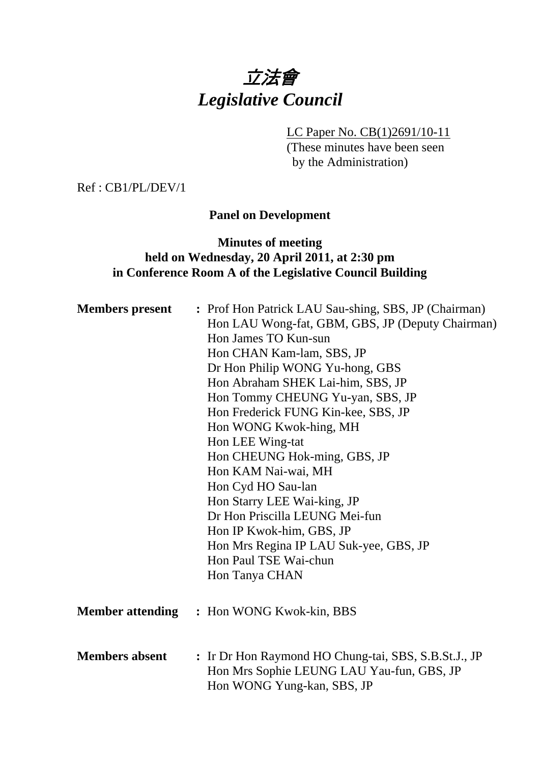# 立法會
# *Legislative Council*

LC Paper No. CB(1)2691/10-11
(These minutes have been seen by the Administration)

Ref : CB1/PL/DEV/1

**Panel on Development**

**Minutes of meeting held on Wednesday, 20 April 2011, at 2:30 pm in Conference Room A of the Legislative Council Building**

**Members present** : Prof Hon Patrick LAU Sau-shing, SBS, JP (Chairman)
Hon LAU Wong-fat, GBM, GBS, JP (Deputy Chairman)
Hon James TO Kun-sun
Hon CHAN Kam-lam, SBS, JP
Dr Hon Philip WONG Yu-hong, GBS
Hon Abraham SHEK Lai-him, SBS, JP
Hon Tommy CHEUNG Yu-yan, SBS, JP
Hon Frederick FUNG Kin-kee, SBS, JP
Hon WONG Kwok-hing, MH
Hon LEE Wing-tat
Hon CHEUNG Hok-ming, GBS, JP
Hon KAM Nai-wai, MH
Hon Cyd HO Sau-lan
Hon Starry LEE Wai-king, JP
Dr Hon Priscilla LEUNG Mei-fun
Hon IP Kwok-him, GBS, JP
Hon Mrs Regina IP LAU Suk-yee, GBS, JP
Hon Paul TSE Wai-chun
Hon Tanya CHAN

**Member attending** : Hon WONG Kwok-kin, BBS

**Members absent** : Ir Dr Hon Raymond HO Chung-tai, SBS, S.B.St.J., JP
Hon Mrs Sophie LEUNG LAU Yau-fun, GBS, JP
Hon WONG Yung-kan, SBS, JP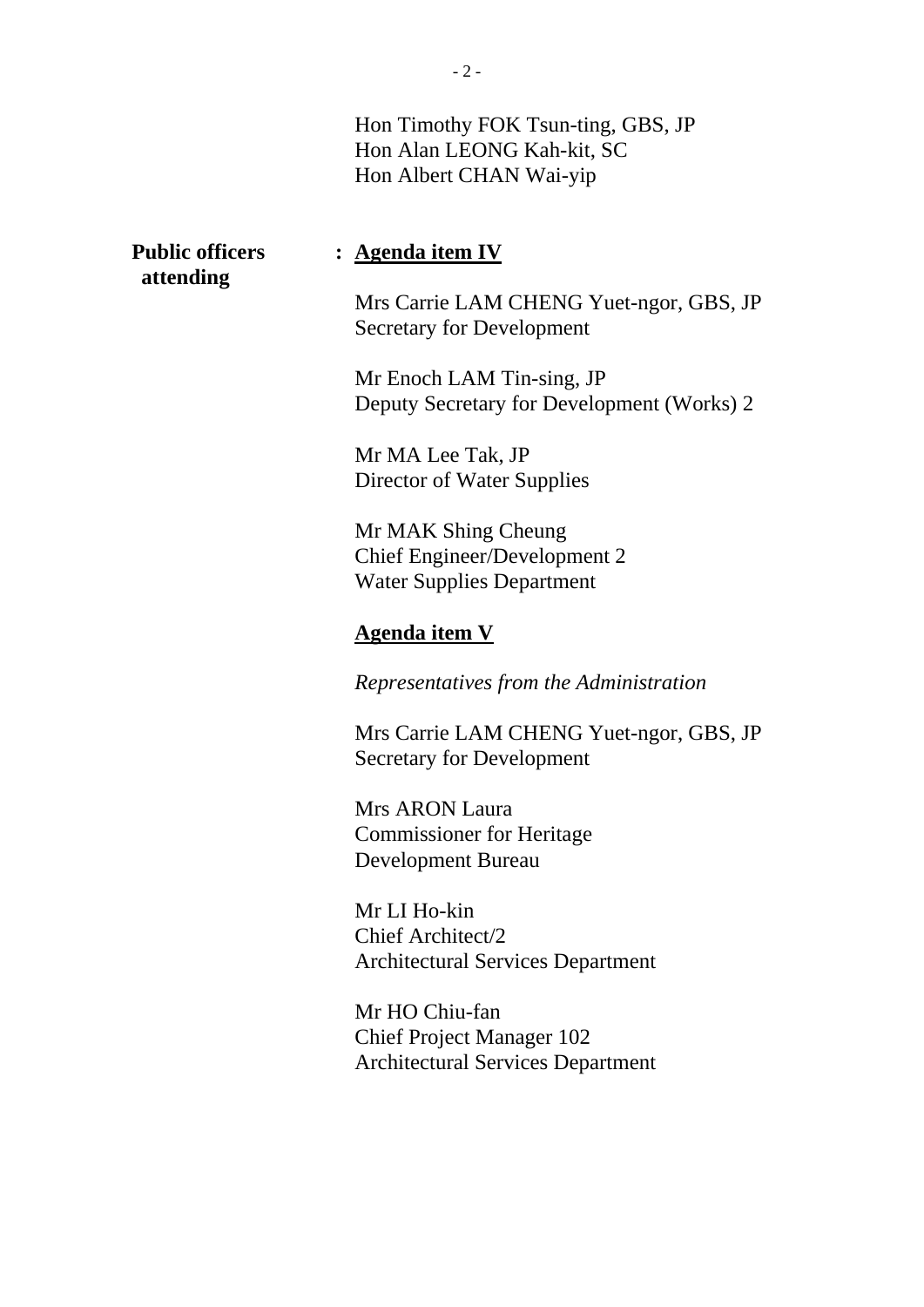Hon Timothy FOK Tsun-ting, GBS, JP
Hon Alan LEONG Kah-kit, SC
Hon Albert CHAN Wai-yip

**Public officers attending** : **Agenda item IV**

Mrs Carrie LAM CHENG Yuet-ngor, GBS, JP
Secretary for Development

Mr Enoch LAM Tin-sing, JP
Deputy Secretary for Development (Works) 2

Mr MA Lee Tak, JP
Director of Water Supplies

Mr MAK Shing Cheung
Chief Engineer/Development 2
Water Supplies Department

**Agenda item V**

*Representatives from the Administration*

Mrs Carrie LAM CHENG Yuet-ngor, GBS, JP
Secretary for Development

Mrs ARON Laura
Commissioner for Heritage
Development Bureau

Mr LI Ho-kin
Chief Architect/2
Architectural Services Department

Mr HO Chiu-fan
Chief Project Manager 102
Architectural Services Department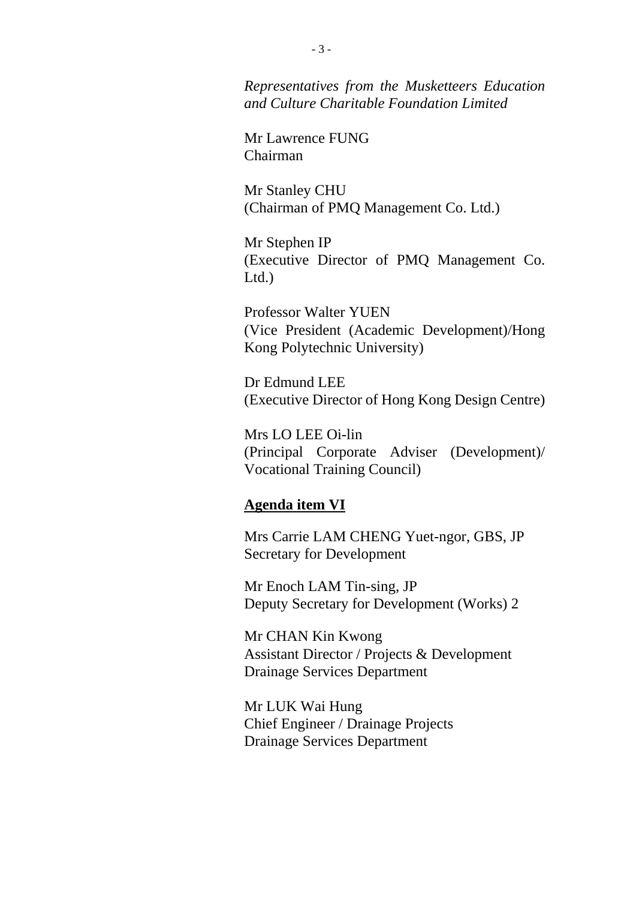*Representatives from the Musketteers Education and Culture Charitable Foundation Limited*

Mr Lawrence FUNG
Chairman

Mr Stanley CHU
(Chairman of PMQ Management Co. Ltd.)

Mr Stephen IP
(Executive Director of PMQ Management Co. Ltd.)

Professor Walter YUEN
(Vice President (Academic Development)/Hong Kong Polytechnic University)

Dr Edmund LEE
(Executive Director of Hong Kong Design Centre)

Mrs LO LEE Oi-lin
(Principal Corporate Adviser (Development)/ Vocational Training Council)

**<u>Agenda item VI</u>**

Mrs Carrie LAM CHENG Yuet-ngor, GBS, JP
Secretary for Development

Mr Enoch LAM Tin-sing, JP
Deputy Secretary for Development (Works) 2

Mr CHAN Kin Kwong
Assistant Director / Projects & Development
Drainage Services Department

Mr LUK Wai Hung
Chief Engineer / Drainage Projects
Drainage Services Department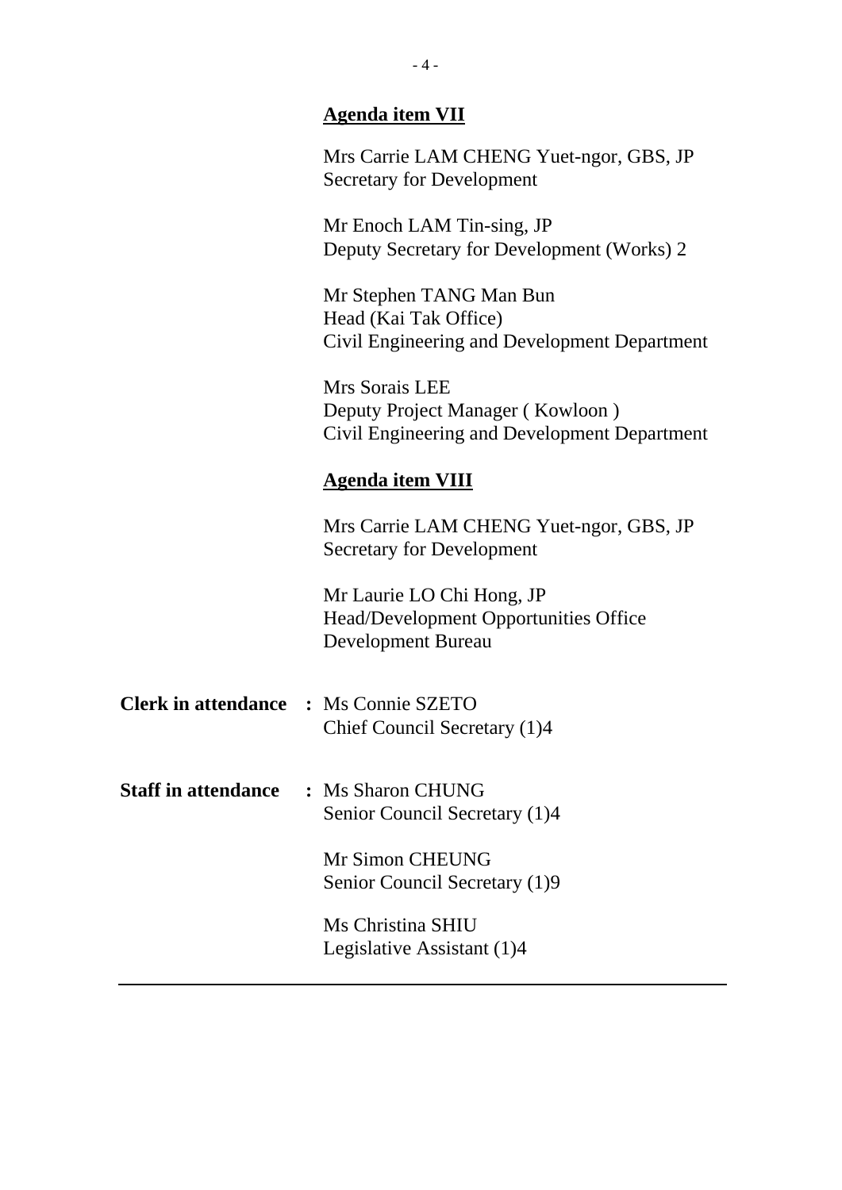**Agenda item VII**

Mrs Carrie LAM CHENG Yuet-ngor, GBS, JP
Secretary for Development

Mr Enoch LAM Tin-sing, JP
Deputy Secretary for Development (Works) 2

Mr Stephen TANG Man Bun
Head (Kai Tak Office)
Civil Engineering and Development Department

Mrs Sorais LEE
Deputy Project Manager ( Kowloon )
Civil Engineering and Development Department

**Agenda item VIII**

Mrs Carrie LAM CHENG Yuet-ngor, GBS, JP
Secretary for Development

Mr Laurie LO Chi Hong, JP
Head/Development Opportunities Office
Development Bureau

**Clerk in attendance :** Ms Connie SZETO
Chief Council Secretary (1)4

**Staff in attendance :** Ms Sharon CHUNG
Senior Council Secretary (1)4

Mr Simon CHEUNG
Senior Council Secretary (1)9

Ms Christina SHIU
Legislative Assistant (1)4

---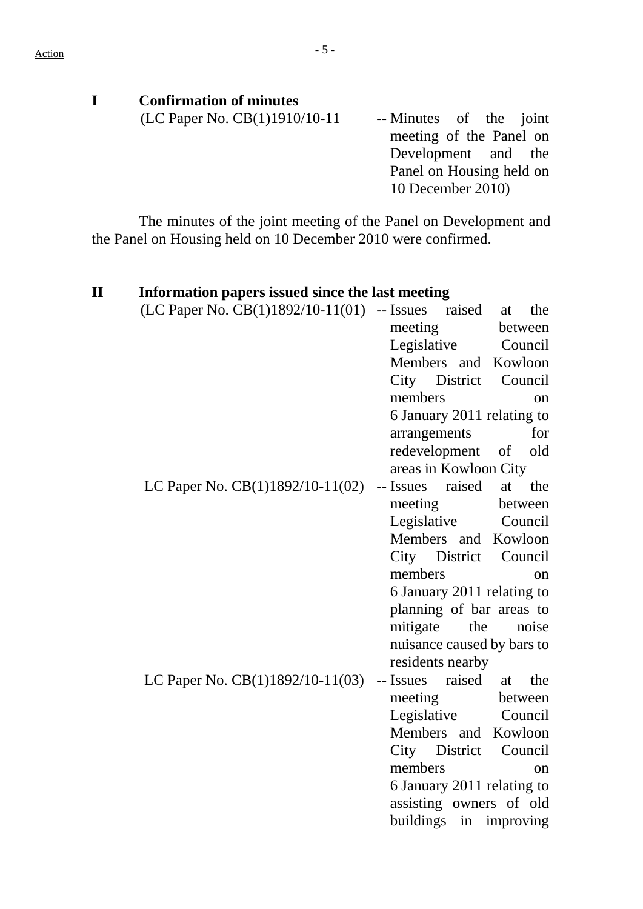Action

## I Confirmation of minutes

(LC Paper No. CB(1)1910/10-11 -- Minutes of the joint meeting of the Panel on Development and the Panel on Housing held on 10 December 2010)

The minutes of the joint meeting of the Panel on Development and the Panel on Housing held on 10 December 2010 were confirmed.

## II Information papers issued since the last meeting

(LC Paper No. CB(1)1892/10-11(01) -- Issues raised at the meeting between Legislative Council Members and Kowloon City District Council members on 6 January 2011 relating to arrangements for redevelopment of old areas in Kowloon City

LC Paper No. CB(1)1892/10-11(02) -- Issues raised at the meeting between Legislative Council Members and Kowloon City District Council members on 6 January 2011 relating to planning of bar areas to mitigate the noise nuisance caused by bars to residents nearby

LC Paper No. CB(1)1892/10-11(03) -- Issues raised at the meeting between Legislative Council Members and Kowloon City District Council members on 6 January 2011 relating to assisting owners of old buildings in improving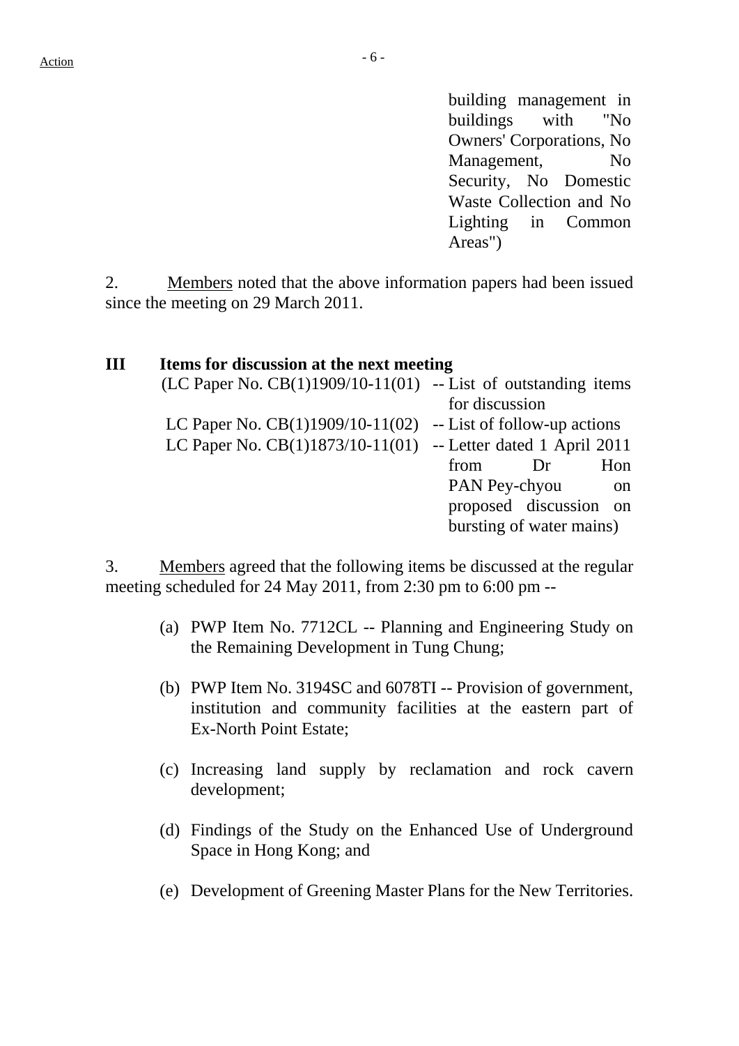building management in buildings with "No Owners' Corporations, No Management, No Security, No Domestic Waste Collection and No Lighting in Common Areas")

2. Members noted that the above information papers had been issued since the meeting on 29 March 2011.

## III Items for discussion at the next meeting

(LC Paper No. CB(1)1909/10-11(01) -- List of outstanding items for discussion
LC Paper No. CB(1)1909/10-11(02) -- List of follow-up actions
LC Paper No. CB(1)1873/10-11(01) -- Letter dated 1 April 2011 from Dr Hon PAN Pey-chyou on proposed discussion on bursting of water mains)

3. Members agreed that the following items be discussed at the regular meeting scheduled for 24 May 2011, from 2:30 pm to 6:00 pm --

(a) PWP Item No. 7712CL -- Planning and Engineering Study on the Remaining Development in Tung Chung;

(b) PWP Item No. 3194SC and 6078TI -- Provision of government, institution and community facilities at the eastern part of Ex-North Point Estate;

(c) Increasing land supply by reclamation and rock cavern development;

(d) Findings of the Study on the Enhanced Use of Underground Space in Hong Kong; and

(e) Development of Greening Master Plans for the New Territories.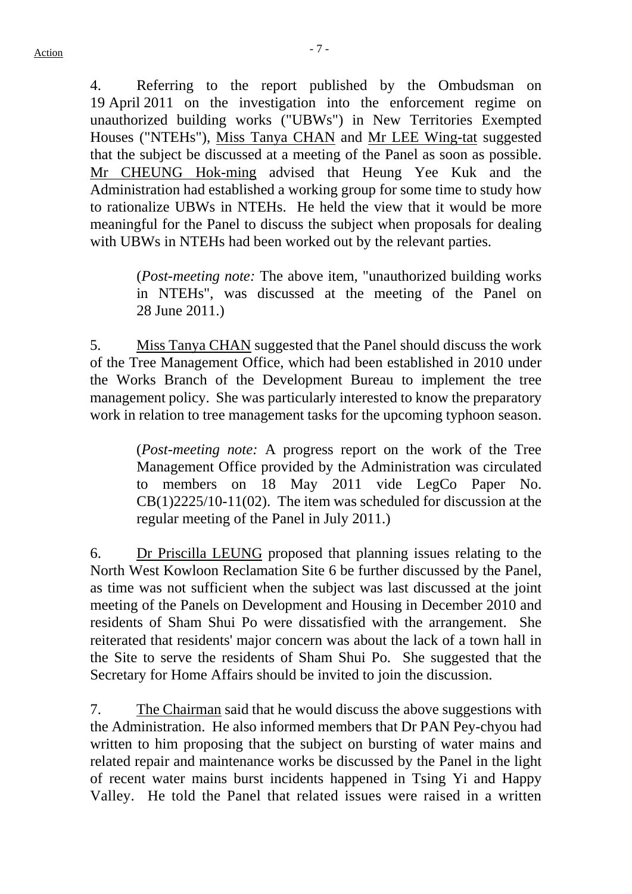4. Referring to the report published by the Ombudsman on 19 April 2011 on the investigation into the enforcement regime on unauthorized building works ("UBWs") in New Territories Exempted Houses ("NTEHs"), Miss Tanya CHAN and Mr LEE Wing-tat suggested that the subject be discussed at a meeting of the Panel as soon as possible. Mr CHEUNG Hok-ming advised that Heung Yee Kuk and the Administration had established a working group for some time to study how to rationalize UBWs in NTEHs. He held the view that it would be more meaningful for the Panel to discuss the subject when proposals for dealing with UBWs in NTEHs had been worked out by the relevant parties.

> (*Post-meeting note:* The above item, "unauthorized building works in NTEHs", was discussed at the meeting of the Panel on 28 June 2011.)

5. Miss Tanya CHAN suggested that the Panel should discuss the work of the Tree Management Office, which had been established in 2010 under the Works Branch of the Development Bureau to implement the tree management policy. She was particularly interested to know the preparatory work in relation to tree management tasks for the upcoming typhoon season.

> (*Post-meeting note:* A progress report on the work of the Tree Management Office provided by the Administration was circulated to members on 18 May 2011 vide LegCo Paper No. CB(1)2225/10-11(02). The item was scheduled for discussion at the regular meeting of the Panel in July 2011.)

6. Dr Priscilla LEUNG proposed that planning issues relating to the North West Kowloon Reclamation Site 6 be further discussed by the Panel, as time was not sufficient when the subject was last discussed at the joint meeting of the Panels on Development and Housing in December 2010 and residents of Sham Shui Po were dissatisfied with the arrangement. She reiterated that residents' major concern was about the lack of a town hall in the Site to serve the residents of Sham Shui Po. She suggested that the Secretary for Home Affairs should be invited to join the discussion.

7. The Chairman said that he would discuss the above suggestions with the Administration. He also informed members that Dr PAN Pey-chyou had written to him proposing that the subject on bursting of water mains and related repair and maintenance works be discussed by the Panel in the light of recent water mains burst incidents happened in Tsing Yi and Happy Valley. He told the Panel that related issues were raised in a written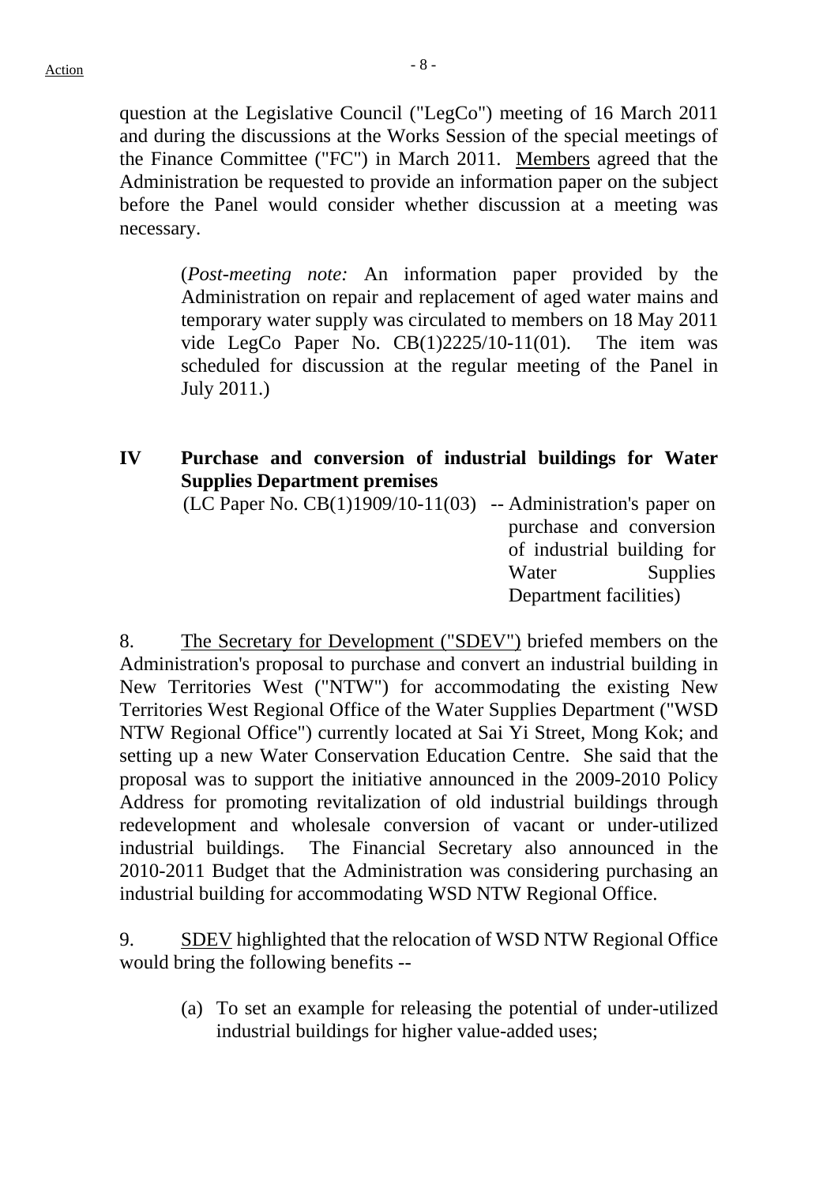Action

question at the Legislative Council ("LegCo") meeting of 16 March 2011 and during the discussions at the Works Session of the special meetings of the Finance Committee ("FC") in March 2011. Members agreed that the Administration be requested to provide an information paper on the subject before the Panel would consider whether discussion at a meeting was necessary.

> (*Post-meeting note:* An information paper provided by the Administration on repair and replacement of aged water mains and temporary water supply was circulated to members on 18 May 2011 vide LegCo Paper No. CB(1)2225/10-11(01). The item was scheduled for discussion at the regular meeting of the Panel in July 2011.)

## IV Purchase and conversion of industrial buildings for Water Supplies Department premises

(LC Paper No. CB(1)1909/10-11(03) -- Administration's paper on purchase and conversion of industrial building for Water Supplies Department facilities)

8. The Secretary for Development ("SDEV") briefed members on the Administration's proposal to purchase and convert an industrial building in New Territories West ("NTW") for accommodating the existing New Territories West Regional Office of the Water Supplies Department ("WSD NTW Regional Office") currently located at Sai Yi Street, Mong Kok; and setting up a new Water Conservation Education Centre. She said that the proposal was to support the initiative announced in the 2009-2010 Policy Address for promoting revitalization of old industrial buildings through redevelopment and wholesale conversion of vacant or under-utilized industrial buildings. The Financial Secretary also announced in the 2010-2011 Budget that the Administration was considering purchasing an industrial building for accommodating WSD NTW Regional Office.

9. SDEV highlighted that the relocation of WSD NTW Regional Office would bring the following benefits --

(a) To set an example for releasing the potential of under-utilized industrial buildings for higher value-added uses;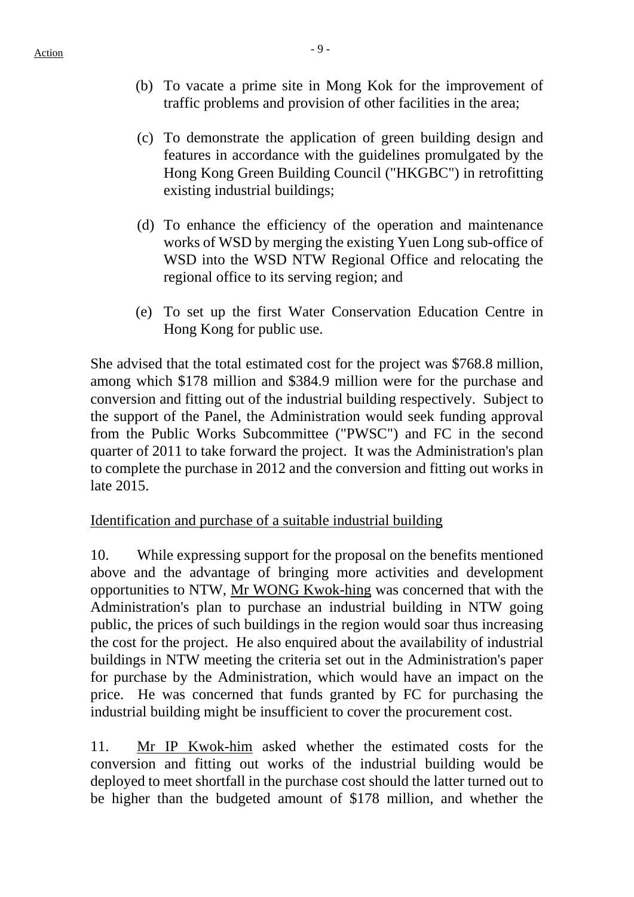(b) To vacate a prime site in Mong Kok for the improvement of traffic problems and provision of other facilities in the area;

(c) To demonstrate the application of green building design and features in accordance with the guidelines promulgated by the Hong Kong Green Building Council ("HKGBC") in retrofitting existing industrial buildings;

(d) To enhance the efficiency of the operation and maintenance works of WSD by merging the existing Yuen Long sub-office of WSD into the WSD NTW Regional Office and relocating the regional office to its serving region; and

(e) To set up the first Water Conservation Education Centre in Hong Kong for public use.

She advised that the total estimated cost for the project was $768.8 million, among which $178 million and $384.9 million were for the purchase and conversion and fitting out of the industrial building respectively. Subject to the support of the Panel, the Administration would seek funding approval from the Public Works Subcommittee ("PWSC") and FC in the second quarter of 2011 to take forward the project. It was the Administration's plan to complete the purchase in 2012 and the conversion and fitting out works in late 2015.

<u>Identification and purchase of a suitable industrial building</u>

10. While expressing support for the proposal on the benefits mentioned above and the advantage of bringing more activities and development opportunities to NTW, <u>Mr WONG Kwok-hing</u> was concerned that with the Administration's plan to purchase an industrial building in NTW going public, the prices of such buildings in the region would soar thus increasing the cost for the project. He also enquired about the availability of industrial buildings in NTW meeting the criteria set out in the Administration's paper for purchase by the Administration, which would have an impact on the price. He was concerned that funds granted by FC for purchasing the industrial building might be insufficient to cover the procurement cost.

11. <u>Mr IP Kwok-him</u> asked whether the estimated costs for the conversion and fitting out works of the industrial building would be deployed to meet shortfall in the purchase cost should the latter turned out to be higher than the budgeted amount of $178 million, and whether the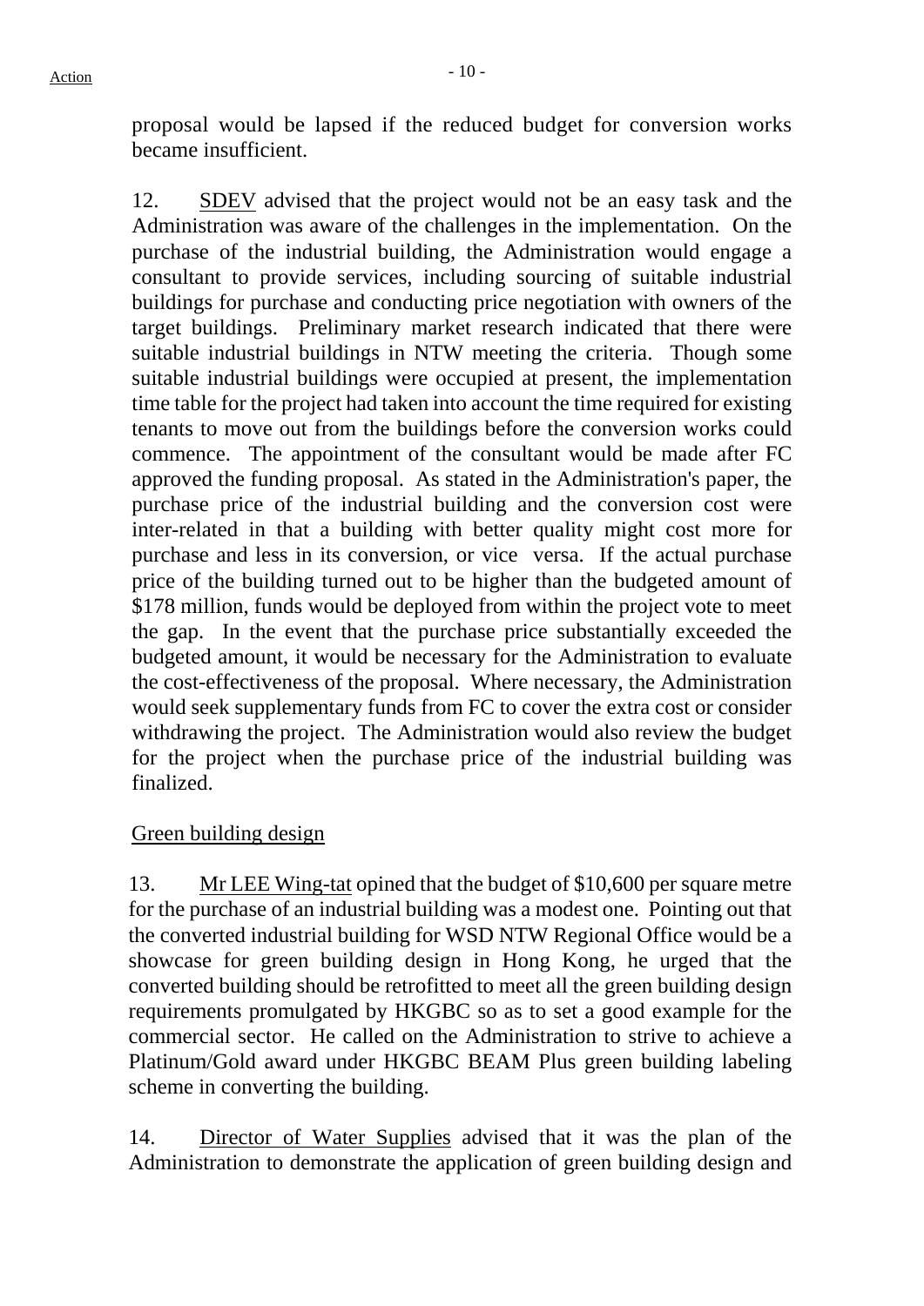proposal would be lapsed if the reduced budget for conversion works became insufficient.

12. SDEV advised that the project would not be an easy task and the Administration was aware of the challenges in the implementation. On the purchase of the industrial building, the Administration would engage a consultant to provide services, including sourcing of suitable industrial buildings for purchase and conducting price negotiation with owners of the target buildings. Preliminary market research indicated that there were suitable industrial buildings in NTW meeting the criteria. Though some suitable industrial buildings were occupied at present, the implementation time table for the project had taken into account the time required for existing tenants to move out from the buildings before the conversion works could commence. The appointment of the consultant would be made after FC approved the funding proposal. As stated in the Administration's paper, the purchase price of the industrial building and the conversion cost were inter-related in that a building with better quality might cost more for purchase and less in its conversion, or vice versa. If the actual purchase price of the building turned out to be higher than the budgeted amount of $178 million, funds would be deployed from within the project vote to meet the gap. In the event that the purchase price substantially exceeded the budgeted amount, it would be necessary for the Administration to evaluate the cost-effectiveness of the proposal. Where necessary, the Administration would seek supplementary funds from FC to cover the extra cost or consider withdrawing the project. The Administration would also review the budget for the project when the purchase price of the industrial building was finalized.

Green building design

13. Mr LEE Wing-tat opined that the budget of $10,600 per square metre for the purchase of an industrial building was a modest one. Pointing out that the converted industrial building for WSD NTW Regional Office would be a showcase for green building design in Hong Kong, he urged that the converted building should be retrofitted to meet all the green building design requirements promulgated by HKGBC so as to set a good example for the commercial sector. He called on the Administration to strive to achieve a Platinum/Gold award under HKGBC BEAM Plus green building labeling scheme in converting the building.

14. Director of Water Supplies advised that it was the plan of the Administration to demonstrate the application of green building design and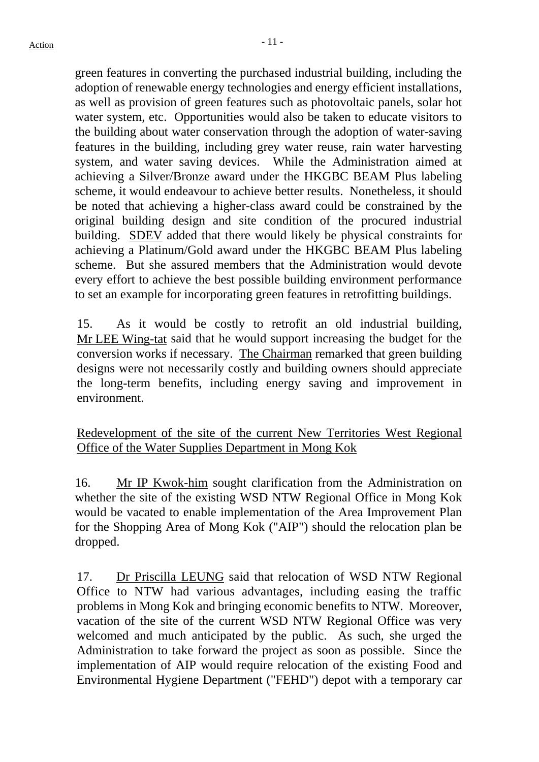green features in converting the purchased industrial building, including the adoption of renewable energy technologies and energy efficient installations, as well as provision of green features such as photovoltaic panels, solar hot water system, etc. Opportunities would also be taken to educate visitors to the building about water conservation through the adoption of water-saving features in the building, including grey water reuse, rain water harvesting system, and water saving devices. While the Administration aimed at achieving a Silver/Bronze award under the HKGBC BEAM Plus labeling scheme, it would endeavour to achieve better results. Nonetheless, it should be noted that achieving a higher-class award could be constrained by the original building design and site condition of the procured industrial building. SDEV added that there would likely be physical constraints for achieving a Platinum/Gold award under the HKGBC BEAM Plus labeling scheme. But she assured members that the Administration would devote every effort to achieve the best possible building environment performance to set an example for incorporating green features in retrofitting buildings.

15. As it would be costly to retrofit an old industrial building, Mr LEE Wing-tat said that he would support increasing the budget for the conversion works if necessary. The Chairman remarked that green building designs were not necessarily costly and building owners should appreciate the long-term benefits, including energy saving and improvement in environment.

Redevelopment of the site of the current New Territories West Regional Office of the Water Supplies Department in Mong Kok

16. Mr IP Kwok-him sought clarification from the Administration on whether the site of the existing WSD NTW Regional Office in Mong Kok would be vacated to enable implementation of the Area Improvement Plan for the Shopping Area of Mong Kok ("AIP") should the relocation plan be dropped.

17. Dr Priscilla LEUNG said that relocation of WSD NTW Regional Office to NTW had various advantages, including easing the traffic problems in Mong Kok and bringing economic benefits to NTW. Moreover, vacation of the site of the current WSD NTW Regional Office was very welcomed and much anticipated by the public. As such, she urged the Administration to take forward the project as soon as possible. Since the implementation of AIP would require relocation of the existing Food and Environmental Hygiene Department ("FEHD") depot with a temporary car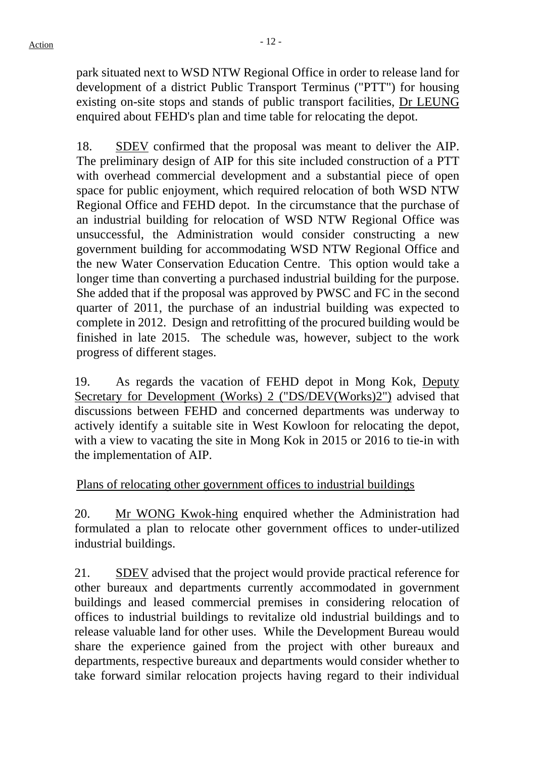park situated next to WSD NTW Regional Office in order to release land for development of a district Public Transport Terminus ("PTT") for housing existing on-site stops and stands of public transport facilities, Dr LEUNG enquired about FEHD's plan and time table for relocating the depot.

18. SDEV confirmed that the proposal was meant to deliver the AIP. The preliminary design of AIP for this site included construction of a PTT with overhead commercial development and a substantial piece of open space for public enjoyment, which required relocation of both WSD NTW Regional Office and FEHD depot. In the circumstance that the purchase of an industrial building for relocation of WSD NTW Regional Office was unsuccessful, the Administration would consider constructing a new government building for accommodating WSD NTW Regional Office and the new Water Conservation Education Centre. This option would take a longer time than converting a purchased industrial building for the purpose. She added that if the proposal was approved by PWSC and FC in the second quarter of 2011, the purchase of an industrial building was expected to complete in 2012. Design and retrofitting of the procured building would be finished in late 2015. The schedule was, however, subject to the work progress of different stages.

19. As regards the vacation of FEHD depot in Mong Kok, Deputy Secretary for Development (Works) 2 ("DS/DEV(Works)2") advised that discussions between FEHD and concerned departments was underway to actively identify a suitable site in West Kowloon for relocating the depot, with a view to vacating the site in Mong Kok in 2015 or 2016 to tie-in with the implementation of AIP.

Plans of relocating other government offices to industrial buildings

20. Mr WONG Kwok-hing enquired whether the Administration had formulated a plan to relocate other government offices to under-utilized industrial buildings.

21. SDEV advised that the project would provide practical reference for other bureaux and departments currently accommodated in government buildings and leased commercial premises in considering relocation of offices to industrial buildings to revitalize old industrial buildings and to release valuable land for other uses. While the Development Bureau would share the experience gained from the project with other bureaux and departments, respective bureaux and departments would consider whether to take forward similar relocation projects having regard to their individual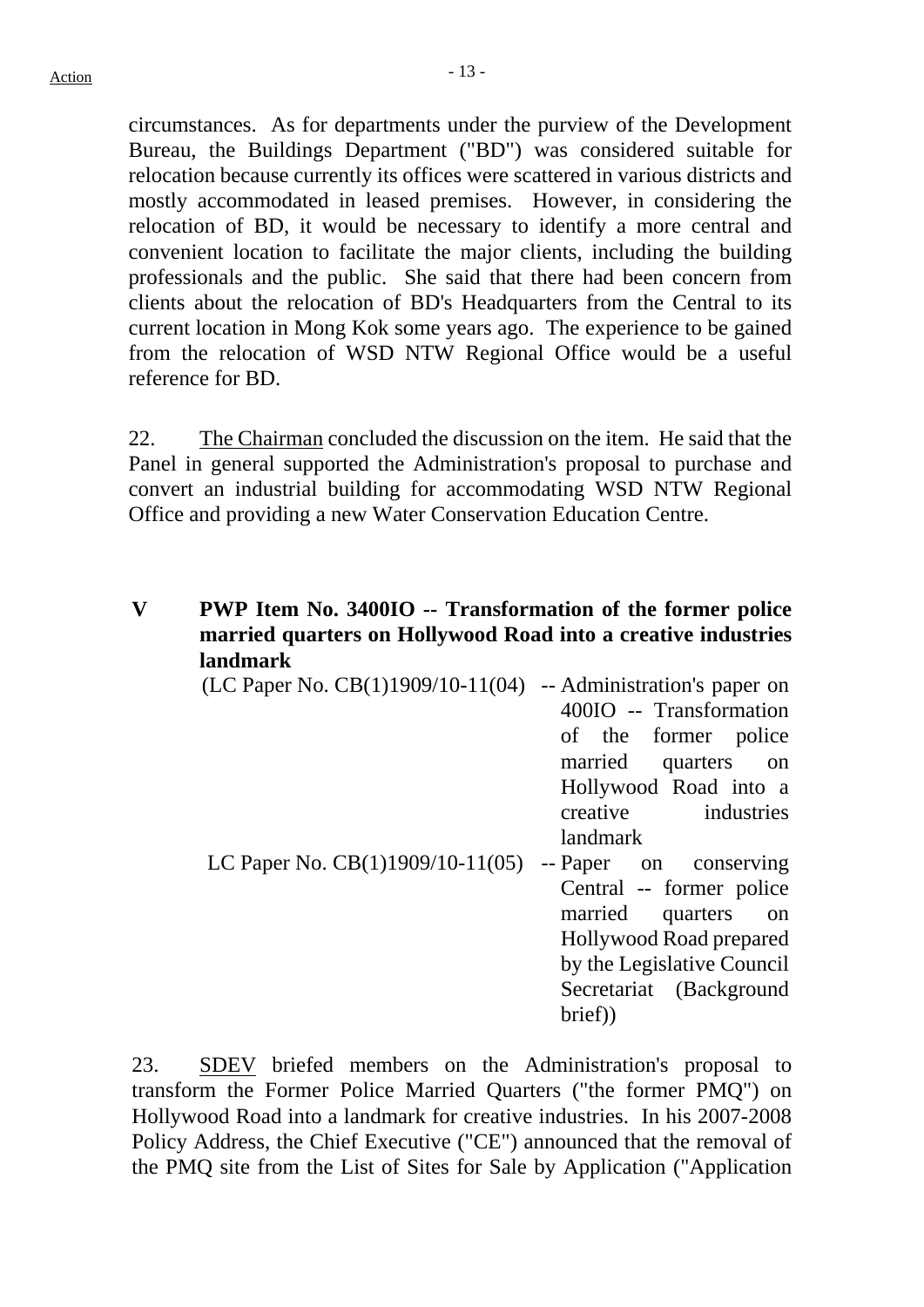circumstances. As for departments under the purview of the Development Bureau, the Buildings Department ("BD") was considered suitable for relocation because currently its offices were scattered in various districts and mostly accommodated in leased premises. However, in considering the relocation of BD, it would be necessary to identify a more central and convenient location to facilitate the major clients, including the building professionals and the public. She said that there had been concern from clients about the relocation of BD's Headquarters from the Central to its current location in Mong Kok some years ago. The experience to be gained from the relocation of WSD NTW Regional Office would be a useful reference for BD.

22. The Chairman concluded the discussion on the item. He said that the Panel in general supported the Administration's proposal to purchase and convert an industrial building for accommodating WSD NTW Regional Office and providing a new Water Conservation Education Centre.

**V PWP Item No. 3400IO -- Transformation of the former police married quarters on Hollywood Road into a creative industries landmark**

(LC Paper No. CB(1)1909/10-11(04) -- Administration's paper on 400IO -- Transformation of the former police married quarters on Hollywood Road into a creative industries landmark

LC Paper No. CB(1)1909/10-11(05) -- Paper on conserving Central -- former police married quarters on Hollywood Road prepared by the Legislative Council Secretariat (Background brief))

23. SDEV briefed members on the Administration's proposal to transform the Former Police Married Quarters ("the former PMQ") on Hollywood Road into a landmark for creative industries. In his 2007-2008 Policy Address, the Chief Executive ("CE") announced that the removal of the PMQ site from the List of Sites for Sale by Application ("Application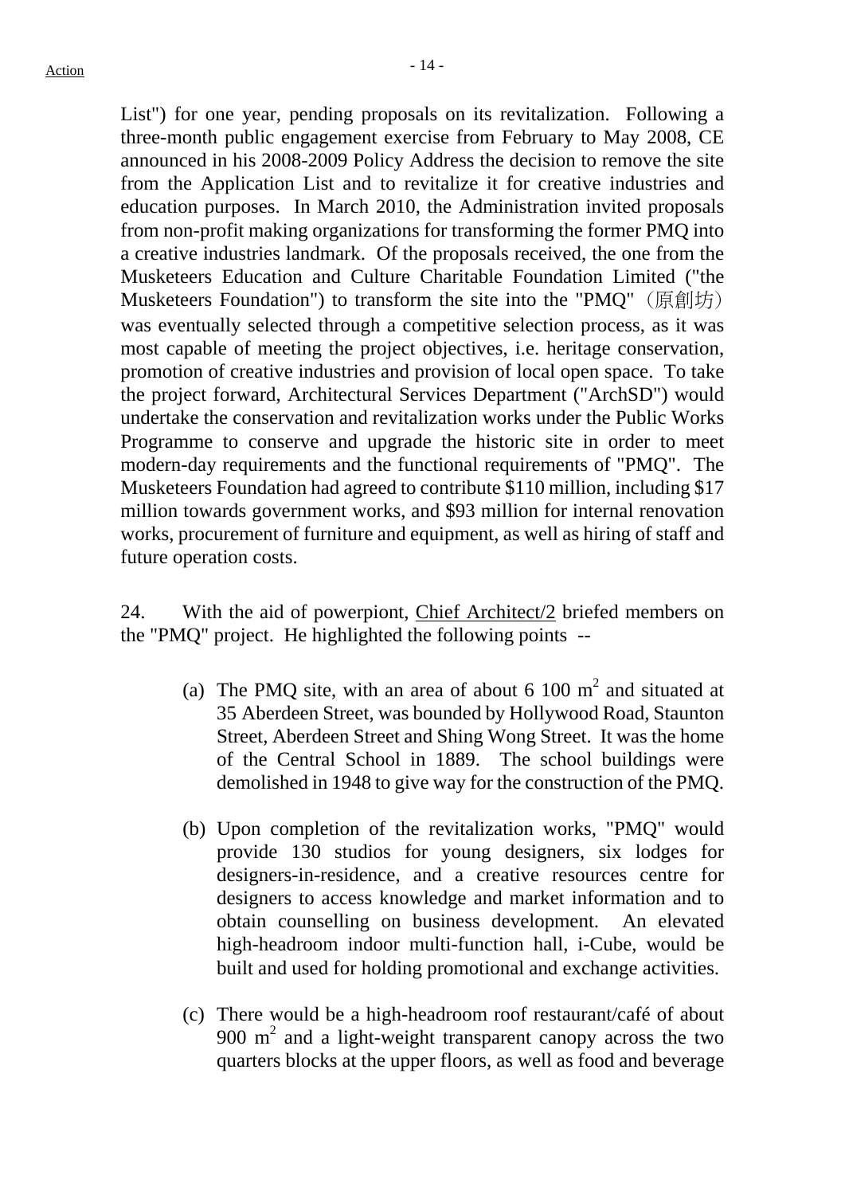List") for one year, pending proposals on its revitalization. Following a three-month public engagement exercise from February to May 2008, CE announced in his 2008-2009 Policy Address the decision to remove the site from the Application List and to revitalize it for creative industries and education purposes. In March 2010, the Administration invited proposals from non-profit making organizations for transforming the former PMQ into a creative industries landmark. Of the proposals received, the one from the Musketeers Education and Culture Charitable Foundation Limited ("the Musketeers Foundation") to transform the site into the "PMQ"（原創坊）was eventually selected through a competitive selection process, as it was most capable of meeting the project objectives, i.e. heritage conservation, promotion of creative industries and provision of local open space. To take the project forward, Architectural Services Department ("ArchSD") would undertake the conservation and revitalization works under the Public Works Programme to conserve and upgrade the historic site in order to meet modern-day requirements and the functional requirements of "PMQ". The Musketeers Foundation had agreed to contribute $110 million, including $17 million towards government works, and $93 million for internal renovation works, procurement of furniture and equipment, as well as hiring of staff and future operation costs.

24. With the aid of powerpiont, Chief Architect/2 briefed members on the "PMQ" project. He highlighted the following points --

(a) The PMQ site, with an area of about 6 100 $m^2$ and situated at 35 Aberdeen Street, was bounded by Hollywood Road, Staunton Street, Aberdeen Street and Shing Wong Street. It was the home of the Central School in 1889. The school buildings were demolished in 1948 to give way for the construction of the PMQ.

(b) Upon completion of the revitalization works, "PMQ" would provide 130 studios for young designers, six lodges for designers-in-residence, and a creative resources centre for designers to access knowledge and market information and to obtain counselling on business development. An elevated high-headroom indoor multi-function hall, i-Cube, would be built and used for holding promotional and exchange activities.

(c) There would be a high-headroom roof restaurant/café of about 900 $m^2$ and a light-weight transparent canopy across the two quarters blocks at the upper floors, as well as food and beverage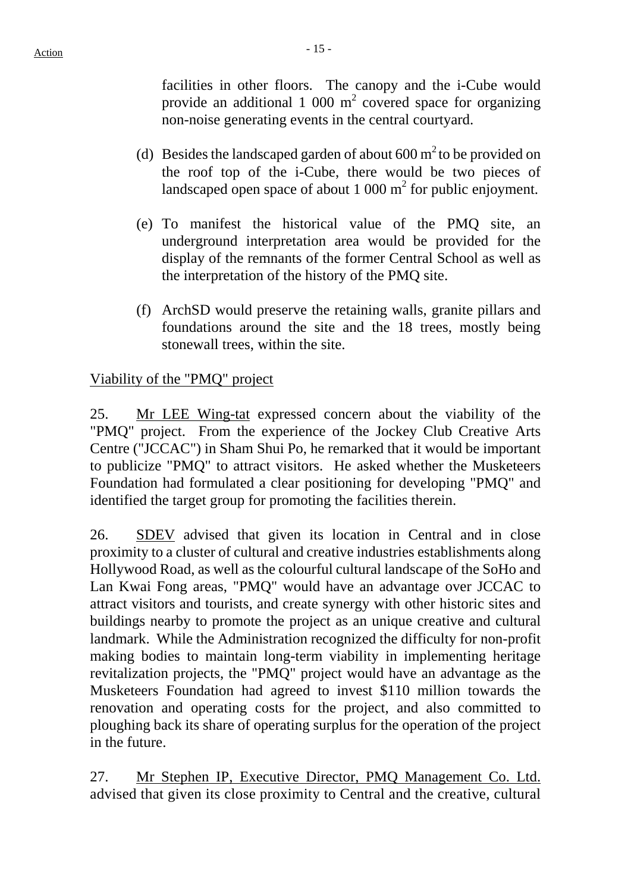facilities in other floors. The canopy and the i-Cube would provide an additional 1 000 $m^2$ covered space for organizing non-noise generating events in the central courtyard.

(d) Besides the landscaped garden of about 600 $m^2$ to be provided on the roof top of the i-Cube, there would be two pieces of landscaped open space of about 1 000 $m^2$ for public enjoyment.

(e) To manifest the historical value of the PMQ site, an underground interpretation area would be provided for the display of the remnants of the former Central School as well as the interpretation of the history of the PMQ site.

(f) ArchSD would preserve the retaining walls, granite pillars and foundations around the site and the 18 trees, mostly being stonewall trees, within the site.

Viability of the "PMQ" project

25. Mr LEE Wing-tat expressed concern about the viability of the "PMQ" project. From the experience of the Jockey Club Creative Arts Centre ("JCCAC") in Sham Shui Po, he remarked that it would be important to publicize "PMQ" to attract visitors. He asked whether the Musketeers Foundation had formulated a clear positioning for developing "PMQ" and identified the target group for promoting the facilities therein.

26. SDEV advised that given its location in Central and in close proximity to a cluster of cultural and creative industries establishments along Hollywood Road, as well as the colourful cultural landscape of the SoHo and Lan Kwai Fong areas, "PMQ" would have an advantage over JCCAC to attract visitors and tourists, and create synergy with other historic sites and buildings nearby to promote the project as an unique creative and cultural landmark. While the Administration recognized the difficulty for non-profit making bodies to maintain long-term viability in implementing heritage revitalization projects, the "PMQ" project would have an advantage as the Musketeers Foundation had agreed to invest $110 million towards the renovation and operating costs for the project, and also committed to ploughing back its share of operating surplus for the operation of the project in the future.

27. Mr Stephen IP, Executive Director, PMQ Management Co. Ltd. advised that given its close proximity to Central and the creative, cultural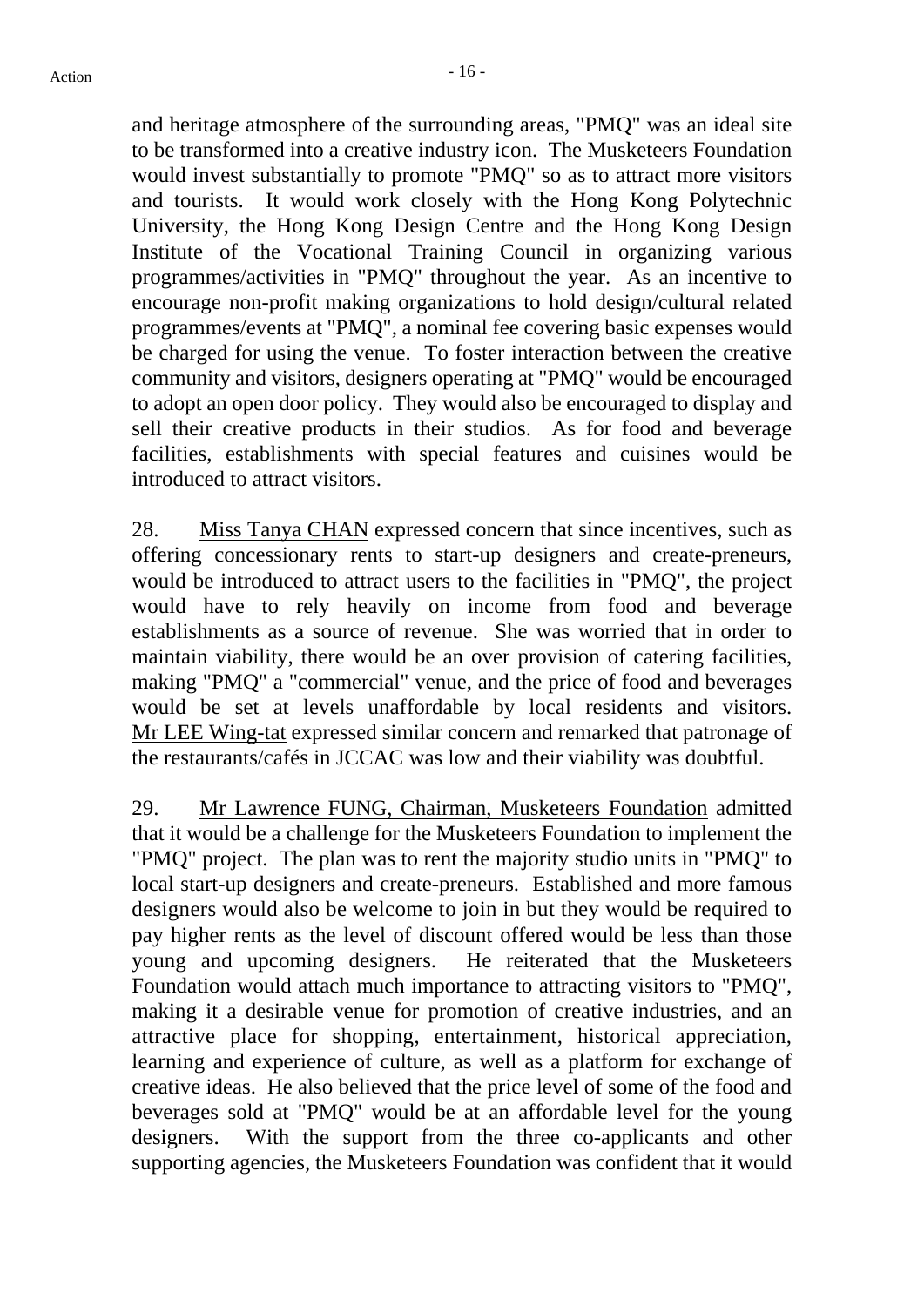and heritage atmosphere of the surrounding areas, "PMQ" was an ideal site to be transformed into a creative industry icon. The Musketeers Foundation would invest substantially to promote "PMQ" so as to attract more visitors and tourists. It would work closely with the Hong Kong Polytechnic University, the Hong Kong Design Centre and the Hong Kong Design Institute of the Vocational Training Council in organizing various programmes/activities in "PMQ" throughout the year. As an incentive to encourage non-profit making organizations to hold design/cultural related programmes/events at "PMQ", a nominal fee covering basic expenses would be charged for using the venue. To foster interaction between the creative community and visitors, designers operating at "PMQ" would be encouraged to adopt an open door policy. They would also be encouraged to display and sell their creative products in their studios. As for food and beverage facilities, establishments with special features and cuisines would be introduced to attract visitors.

28. Miss Tanya CHAN expressed concern that since incentives, such as offering concessionary rents to start-up designers and create-preneurs, would be introduced to attract users to the facilities in "PMQ", the project would have to rely heavily on income from food and beverage establishments as a source of revenue. She was worried that in order to maintain viability, there would be an over provision of catering facilities, making "PMQ" a "commercial" venue, and the price of food and beverages would be set at levels unaffordable by local residents and visitors. Mr LEE Wing-tat expressed similar concern and remarked that patronage of the restaurants/cafés in JCCAC was low and their viability was doubtful.

29. Mr Lawrence FUNG, Chairman, Musketeers Foundation admitted that it would be a challenge for the Musketeers Foundation to implement the "PMQ" project. The plan was to rent the majority studio units in "PMQ" to local start-up designers and create-preneurs. Established and more famous designers would also be welcome to join in but they would be required to pay higher rents as the level of discount offered would be less than those young and upcoming designers. He reiterated that the Musketeers Foundation would attach much importance to attracting visitors to "PMQ", making it a desirable venue for promotion of creative industries, and an attractive place for shopping, entertainment, historical appreciation, learning and experience of culture, as well as a platform for exchange of creative ideas. He also believed that the price level of some of the food and beverages sold at "PMQ" would be at an affordable level for the young designers. With the support from the three co-applicants and other supporting agencies, the Musketeers Foundation was confident that it would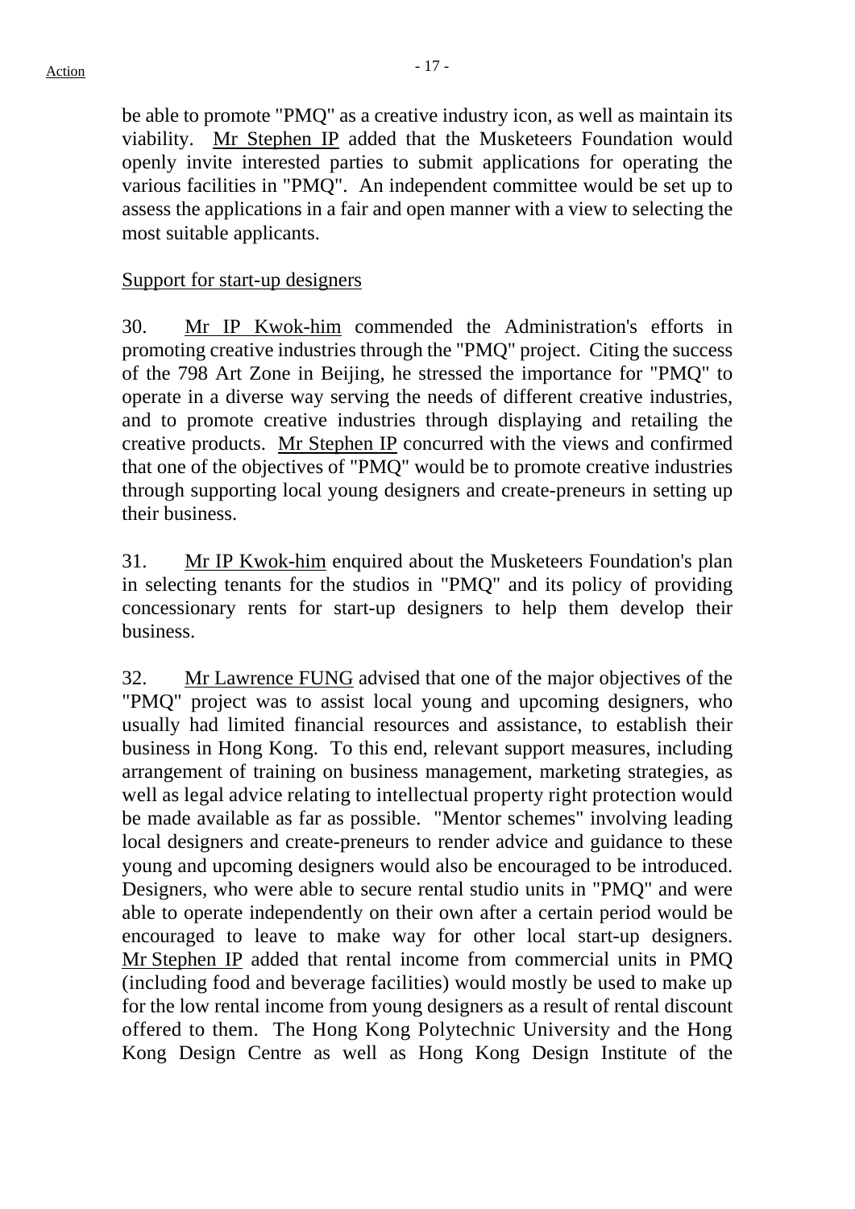be able to promote "PMQ" as a creative industry icon, as well as maintain its viability. Mr Stephen IP added that the Musketeers Foundation would openly invite interested parties to submit applications for operating the various facilities in "PMQ". An independent committee would be set up to assess the applications in a fair and open manner with a view to selecting the most suitable applicants.

Support for start-up designers

30. Mr IP Kwok-him commended the Administration's efforts in promoting creative industries through the "PMQ" project. Citing the success of the 798 Art Zone in Beijing, he stressed the importance for "PMQ" to operate in a diverse way serving the needs of different creative industries, and to promote creative industries through displaying and retailing the creative products. Mr Stephen IP concurred with the views and confirmed that one of the objectives of "PMQ" would be to promote creative industries through supporting local young designers and create-preneurs in setting up their business.

31. Mr IP Kwok-him enquired about the Musketeers Foundation's plan in selecting tenants for the studios in "PMQ" and its policy of providing concessionary rents for start-up designers to help them develop their business.

32. Mr Lawrence FUNG advised that one of the major objectives of the "PMQ" project was to assist local young and upcoming designers, who usually had limited financial resources and assistance, to establish their business in Hong Kong. To this end, relevant support measures, including arrangement of training on business management, marketing strategies, as well as legal advice relating to intellectual property right protection would be made available as far as possible. "Mentor schemes" involving leading local designers and create-preneurs to render advice and guidance to these young and upcoming designers would also be encouraged to be introduced. Designers, who were able to secure rental studio units in "PMQ" and were able to operate independently on their own after a certain period would be encouraged to leave to make way for other local start-up designers. Mr Stephen IP added that rental income from commercial units in PMQ (including food and beverage facilities) would mostly be used to make up for the low rental income from young designers as a result of rental discount offered to them. The Hong Kong Polytechnic University and the Hong Kong Design Centre as well as Hong Kong Design Institute of the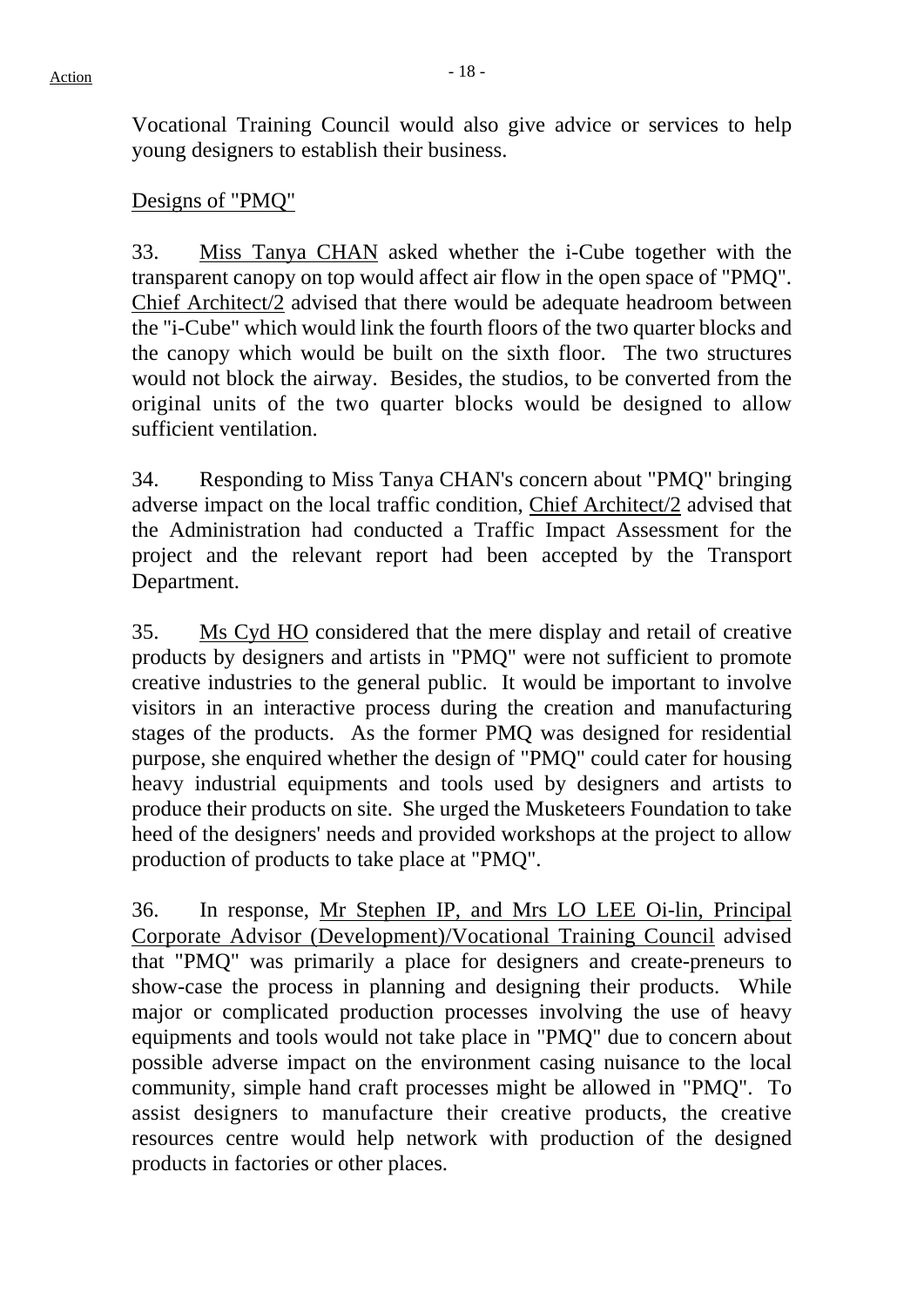Vocational Training Council would also give advice or services to help young designers to establish their business.

Designs of "PMQ"

33. Miss Tanya CHAN asked whether the i-Cube together with the transparent canopy on top would affect air flow in the open space of "PMQ". Chief Architect/2 advised that there would be adequate headroom between the "i-Cube" which would link the fourth floors of the two quarter blocks and the canopy which would be built on the sixth floor. The two structures would not block the airway. Besides, the studios, to be converted from the original units of the two quarter blocks would be designed to allow sufficient ventilation.

34. Responding to Miss Tanya CHAN's concern about "PMQ" bringing adverse impact on the local traffic condition, Chief Architect/2 advised that the Administration had conducted a Traffic Impact Assessment for the project and the relevant report had been accepted by the Transport Department.

35. Ms Cyd HO considered that the mere display and retail of creative products by designers and artists in "PMQ" were not sufficient to promote creative industries to the general public. It would be important to involve visitors in an interactive process during the creation and manufacturing stages of the products. As the former PMQ was designed for residential purpose, she enquired whether the design of "PMQ" could cater for housing heavy industrial equipments and tools used by designers and artists to produce their products on site. She urged the Musketeers Foundation to take heed of the designers' needs and provided workshops at the project to allow production of products to take place at "PMQ".

36. In response, Mr Stephen IP, and Mrs LO LEE Oi-lin, Principal Corporate Advisor (Development)/Vocational Training Council advised that "PMQ" was primarily a place for designers and create-preneurs to show-case the process in planning and designing their products. While major or complicated production processes involving the use of heavy equipments and tools would not take place in "PMQ" due to concern about possible adverse impact on the environment casing nuisance to the local community, simple hand craft processes might be allowed in "PMQ". To assist designers to manufacture their creative products, the creative resources centre would help network with production of the designed products in factories or other places.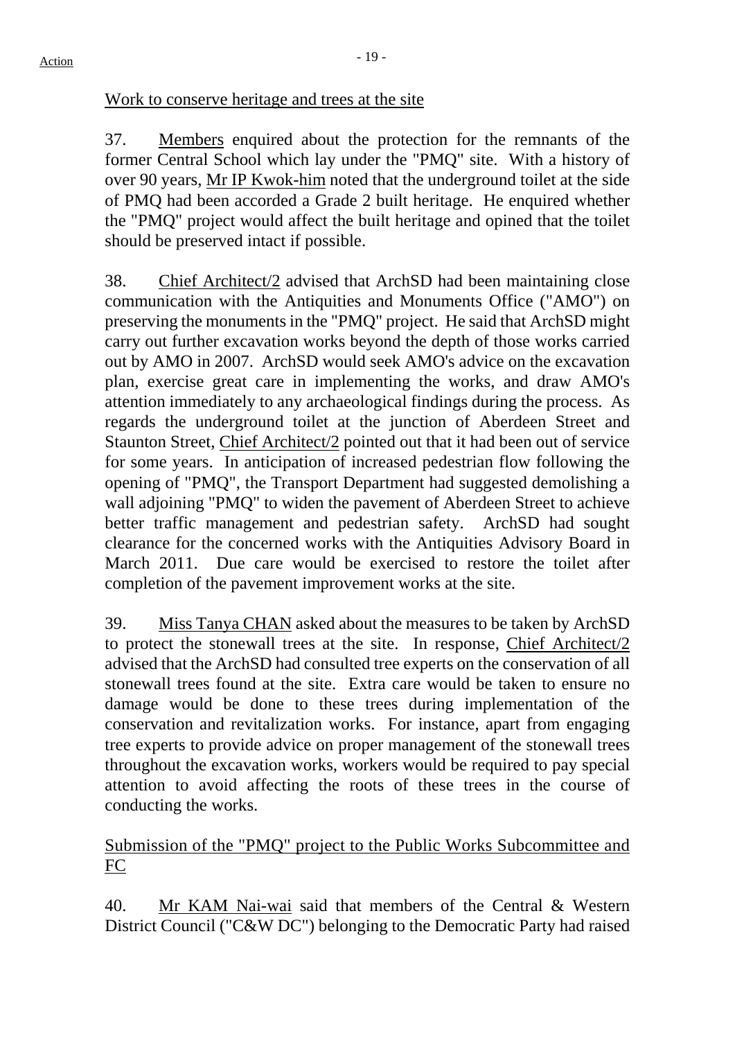Work to conserve heritage and trees at the site

37. Members enquired about the protection for the remnants of the former Central School which lay under the "PMQ" site. With a history of over 90 years, Mr IP Kwok-him noted that the underground toilet at the side of PMQ had been accorded a Grade 2 built heritage. He enquired whether the "PMQ" project would affect the built heritage and opined that the toilet should be preserved intact if possible.

38. Chief Architect/2 advised that ArchSD had been maintaining close communication with the Antiquities and Monuments Office ("AMO") on preserving the monuments in the "PMQ" project. He said that ArchSD might carry out further excavation works beyond the depth of those works carried out by AMO in 2007. ArchSD would seek AMO's advice on the excavation plan, exercise great care in implementing the works, and draw AMO's attention immediately to any archaeological findings during the process. As regards the underground toilet at the junction of Aberdeen Street and Staunton Street, Chief Architect/2 pointed out that it had been out of service for some years. In anticipation of increased pedestrian flow following the opening of "PMQ", the Transport Department had suggested demolishing a wall adjoining "PMQ" to widen the pavement of Aberdeen Street to achieve better traffic management and pedestrian safety. ArchSD had sought clearance for the concerned works with the Antiquities Advisory Board in March 2011. Due care would be exercised to restore the toilet after completion of the pavement improvement works at the site.

39. Miss Tanya CHAN asked about the measures to be taken by ArchSD to protect the stonewall trees at the site. In response, Chief Architect/2 advised that the ArchSD had consulted tree experts on the conservation of all stonewall trees found at the site. Extra care would be taken to ensure no damage would be done to these trees during implementation of the conservation and revitalization works. For instance, apart from engaging tree experts to provide advice on proper management of the stonewall trees throughout the excavation works, workers would be required to pay special attention to avoid affecting the roots of these trees in the course of conducting the works.

Submission of the "PMQ" project to the Public Works Subcommittee and FC

40. Mr KAM Nai-wai said that members of the Central & Western District Council ("C&W DC") belonging to the Democratic Party had raised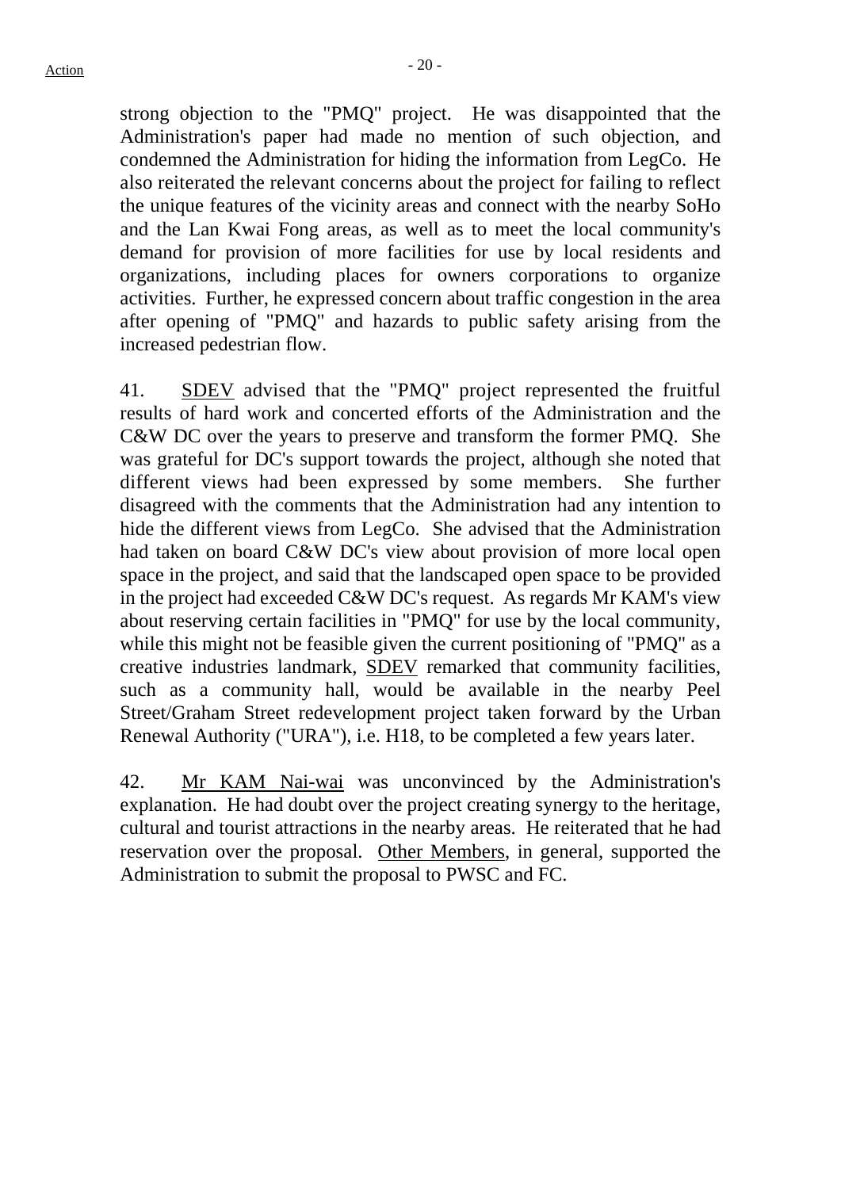strong objection to the "PMQ" project. He was disappointed that the Administration's paper had made no mention of such objection, and condemned the Administration for hiding the information from LegCo. He also reiterated the relevant concerns about the project for failing to reflect the unique features of the vicinity areas and connect with the nearby SoHo and the Lan Kwai Fong areas, as well as to meet the local community's demand for provision of more facilities for use by local residents and organizations, including places for owners corporations to organize activities. Further, he expressed concern about traffic congestion in the area after opening of "PMQ" and hazards to public safety arising from the increased pedestrian flow.

41. SDEV advised that the "PMQ" project represented the fruitful results of hard work and concerted efforts of the Administration and the C&W DC over the years to preserve and transform the former PMQ. She was grateful for DC's support towards the project, although she noted that different views had been expressed by some members. She further disagreed with the comments that the Administration had any intention to hide the different views from LegCo. She advised that the Administration had taken on board C&W DC's view about provision of more local open space in the project, and said that the landscaped open space to be provided in the project had exceeded C&W DC's request. As regards Mr KAM's view about reserving certain facilities in "PMQ" for use by the local community, while this might not be feasible given the current positioning of "PMQ" as a creative industries landmark, SDEV remarked that community facilities, such as a community hall, would be available in the nearby Peel Street/Graham Street redevelopment project taken forward by the Urban Renewal Authority ("URA"), i.e. H18, to be completed a few years later.

42. Mr KAM Nai-wai was unconvinced by the Administration's explanation. He had doubt over the project creating synergy to the heritage, cultural and tourist attractions in the nearby areas. He reiterated that he had reservation over the proposal. Other Members, in general, supported the Administration to submit the proposal to PWSC and FC.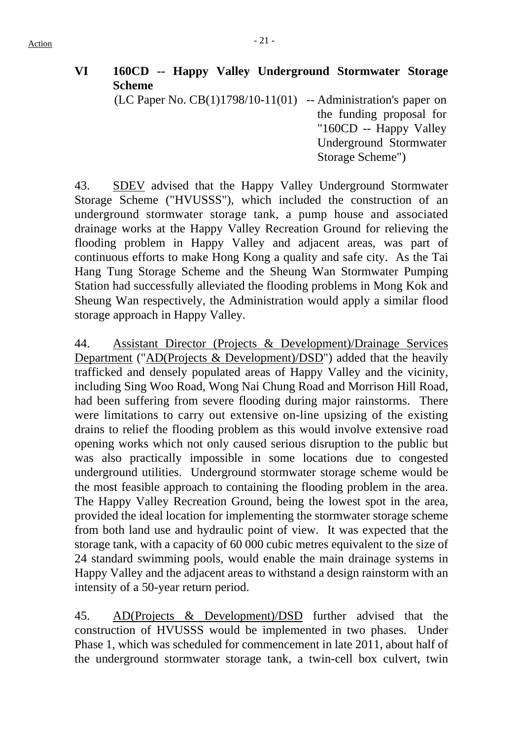Action

## VI 160CD -- Happy Valley Underground Stormwater Storage Scheme

(LC Paper No. CB(1)1798/10-11(01) -- Administration's paper on the funding proposal for "160CD -- Happy Valley Underground Stormwater Storage Scheme")

43. SDEV advised that the Happy Valley Underground Stormwater Storage Scheme ("HVUSSS"), which included the construction of an underground stormwater storage tank, a pump house and associated drainage works at the Happy Valley Recreation Ground for relieving the flooding problem in Happy Valley and adjacent areas, was part of continuous efforts to make Hong Kong a quality and safe city. As the Tai Hang Tung Storage Scheme and the Sheung Wan Stormwater Pumping Station had successfully alleviated the flooding problems in Mong Kok and Sheung Wan respectively, the Administration would apply a similar flood storage approach in Happy Valley.

44. Assistant Director (Projects & Development)/Drainage Services Department ("AD(Projects & Development)/DSD") added that the heavily trafficked and densely populated areas of Happy Valley and the vicinity, including Sing Woo Road, Wong Nai Chung Road and Morrison Hill Road, had been suffering from severe flooding during major rainstorms. There were limitations to carry out extensive on-line upsizing of the existing drains to relief the flooding problem as this would involve extensive road opening works which not only caused serious disruption to the public but was also practically impossible in some locations due to congested underground utilities. Underground stormwater storage scheme would be the most feasible approach to containing the flooding problem in the area. The Happy Valley Recreation Ground, being the lowest spot in the area, provided the ideal location for implementing the stormwater storage scheme from both land use and hydraulic point of view. It was expected that the storage tank, with a capacity of 60 000 cubic metres equivalent to the size of 24 standard swimming pools, would enable the main drainage systems in Happy Valley and the adjacent areas to withstand a design rainstorm with an intensity of a 50-year return period.

45. AD(Projects & Development)/DSD further advised that the construction of HVUSSS would be implemented in two phases. Under Phase 1, which was scheduled for commencement in late 2011, about half of the underground stormwater storage tank, a twin-cell box culvert, twin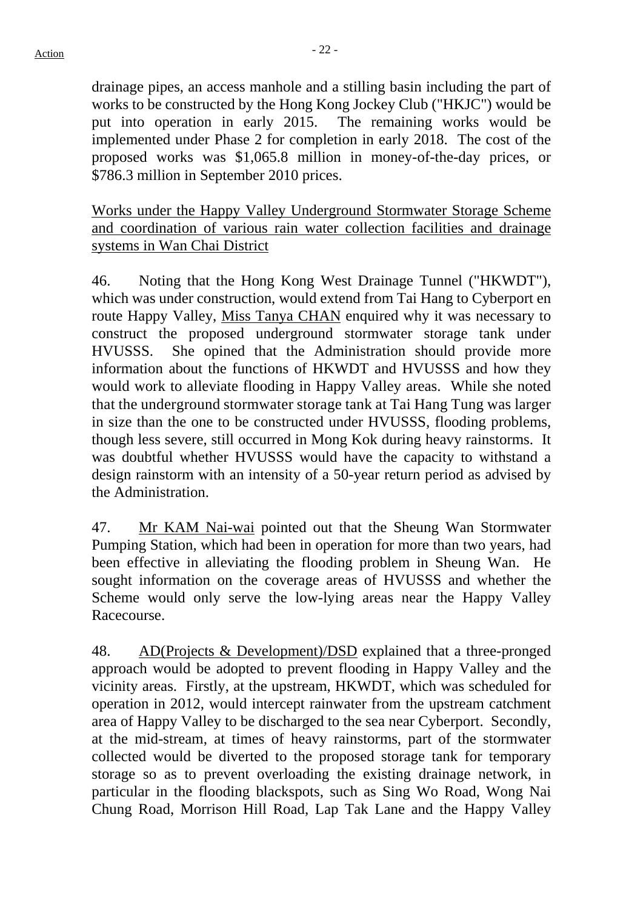drainage pipes, an access manhole and a stilling basin including the part of works to be constructed by the Hong Kong Jockey Club ("HKJC") would be put into operation in early 2015. The remaining works would be implemented under Phase 2 for completion in early 2018. The cost of the proposed works was $1,065.8 million in money-of-the-day prices, or $786.3 million in September 2010 prices.

Works under the Happy Valley Underground Stormwater Storage Scheme and coordination of various rain water collection facilities and drainage systems in Wan Chai District

46. Noting that the Hong Kong West Drainage Tunnel ("HKWDT"), which was under construction, would extend from Tai Hang to Cyberport en route Happy Valley, Miss Tanya CHAN enquired why it was necessary to construct the proposed underground stormwater storage tank under HVUSSS. She opined that the Administration should provide more information about the functions of HKWDT and HVUSSS and how they would work to alleviate flooding in Happy Valley areas. While she noted that the underground stormwater storage tank at Tai Hang Tung was larger in size than the one to be constructed under HVUSSS, flooding problems, though less severe, still occurred in Mong Kok during heavy rainstorms. It was doubtful whether HVUSSS would have the capacity to withstand a design rainstorm with an intensity of a 50-year return period as advised by the Administration.

47. Mr KAM Nai-wai pointed out that the Sheung Wan Stormwater Pumping Station, which had been in operation for more than two years, had been effective in alleviating the flooding problem in Sheung Wan. He sought information on the coverage areas of HVUSSS and whether the Scheme would only serve the low-lying areas near the Happy Valley Racecourse.

48. AD(Projects & Development)/DSD explained that a three-pronged approach would be adopted to prevent flooding in Happy Valley and the vicinity areas. Firstly, at the upstream, HKWDT, which was scheduled for operation in 2012, would intercept rainwater from the upstream catchment area of Happy Valley to be discharged to the sea near Cyberport. Secondly, at the mid-stream, at times of heavy rainstorms, part of the stormwater collected would be diverted to the proposed storage tank for temporary storage so as to prevent overloading the existing drainage network, in particular in the flooding blackspots, such as Sing Wo Road, Wong Nai Chung Road, Morrison Hill Road, Lap Tak Lane and the Happy Valley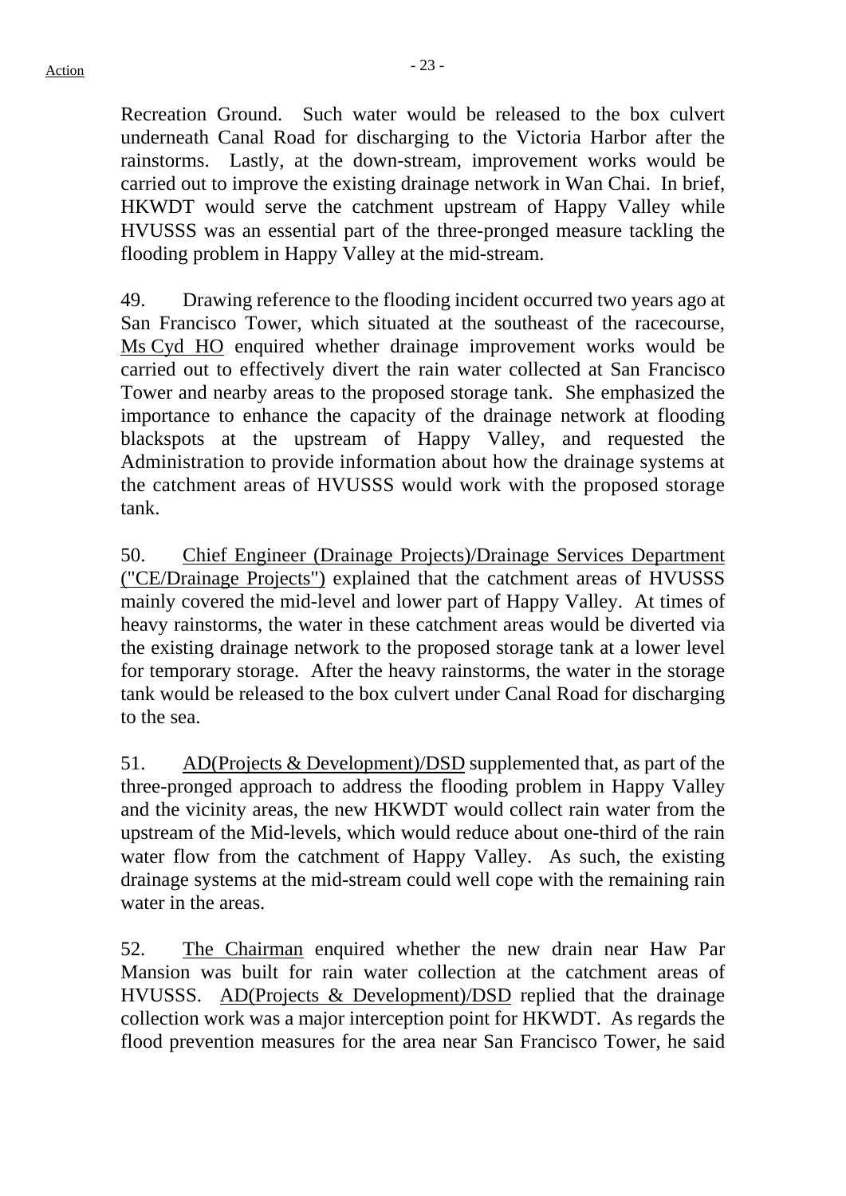Recreation Ground. Such water would be released to the box culvert underneath Canal Road for discharging to the Victoria Harbor after the rainstorms. Lastly, at the down-stream, improvement works would be carried out to improve the existing drainage network in Wan Chai. In brief, HKWDT would serve the catchment upstream of Happy Valley while HVUSSS was an essential part of the three-pronged measure tackling the flooding problem in Happy Valley at the mid-stream.

49. Drawing reference to the flooding incident occurred two years ago at San Francisco Tower, which situated at the southeast of the racecourse, Ms Cyd HO enquired whether drainage improvement works would be carried out to effectively divert the rain water collected at San Francisco Tower and nearby areas to the proposed storage tank. She emphasized the importance to enhance the capacity of the drainage network at flooding blackspots at the upstream of Happy Valley, and requested the Administration to provide information about how the drainage systems at the catchment areas of HVUSSS would work with the proposed storage tank.

50. Chief Engineer (Drainage Projects)/Drainage Services Department ("CE/Drainage Projects") explained that the catchment areas of HVUSSS mainly covered the mid-level and lower part of Happy Valley. At times of heavy rainstorms, the water in these catchment areas would be diverted via the existing drainage network to the proposed storage tank at a lower level for temporary storage. After the heavy rainstorms, the water in the storage tank would be released to the box culvert under Canal Road for discharging to the sea.

51. AD(Projects & Development)/DSD supplemented that, as part of the three-pronged approach to address the flooding problem in Happy Valley and the vicinity areas, the new HKWDT would collect rain water from the upstream of the Mid-levels, which would reduce about one-third of the rain water flow from the catchment of Happy Valley. As such, the existing drainage systems at the mid-stream could well cope with the remaining rain water in the areas.

52. The Chairman enquired whether the new drain near Haw Par Mansion was built for rain water collection at the catchment areas of HVUSSS. AD(Projects & Development)/DSD replied that the drainage collection work was a major interception point for HKWDT. As regards the flood prevention measures for the area near San Francisco Tower, he said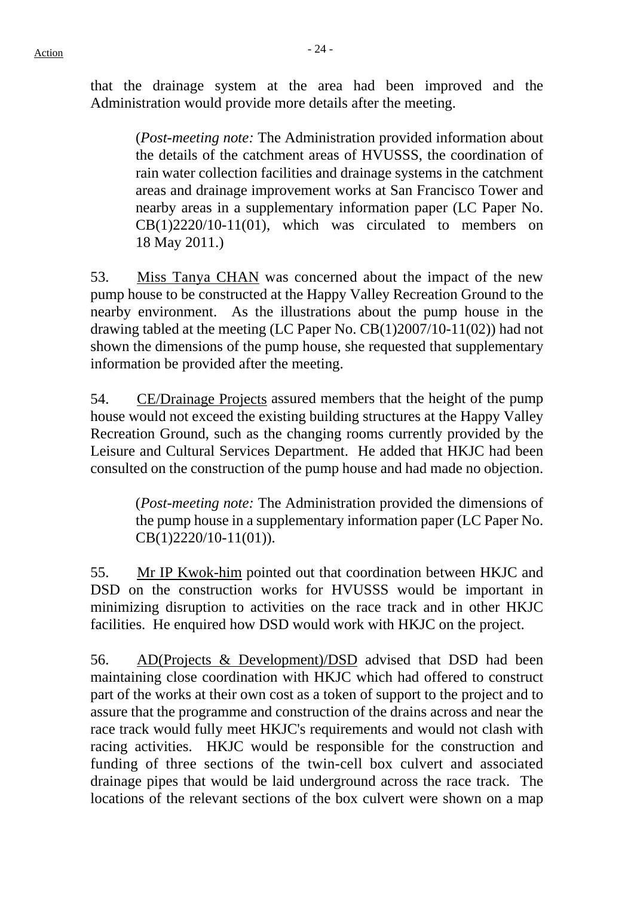that the drainage system at the area had been improved and the Administration would provide more details after the meeting.

> (*Post-meeting note:* The Administration provided information about the details of the catchment areas of HVUSSS, the coordination of rain water collection facilities and drainage systems in the catchment areas and drainage improvement works at San Francisco Tower and nearby areas in a supplementary information paper (LC Paper No. CB(1)2220/10-11(01), which was circulated to members on 18 May 2011.)

53. Miss Tanya CHAN was concerned about the impact of the new pump house to be constructed at the Happy Valley Recreation Ground to the nearby environment. As the illustrations about the pump house in the drawing tabled at the meeting (LC Paper No. CB(1)2007/10-11(02)) had not shown the dimensions of the pump house, she requested that supplementary information be provided after the meeting.

54. CE/Drainage Projects assured members that the height of the pump house would not exceed the existing building structures at the Happy Valley Recreation Ground, such as the changing rooms currently provided by the Leisure and Cultural Services Department. He added that HKJC had been consulted on the construction of the pump house and had made no objection.

> (*Post-meeting note:* The Administration provided the dimensions of the pump house in a supplementary information paper (LC Paper No. CB(1)2220/10-11(01)).

55. Mr IP Kwok-him pointed out that coordination between HKJC and DSD on the construction works for HVUSSS would be important in minimizing disruption to activities on the race track and in other HKJC facilities. He enquired how DSD would work with HKJC on the project.

56. AD(Projects & Development)/DSD advised that DSD had been maintaining close coordination with HKJC which had offered to construct part of the works at their own cost as a token of support to the project and to assure that the programme and construction of the drains across and near the race track would fully meet HKJC's requirements and would not clash with racing activities. HKJC would be responsible for the construction and funding of three sections of the twin-cell box culvert and associated drainage pipes that would be laid underground across the race track. The locations of the relevant sections of the box culvert were shown on a map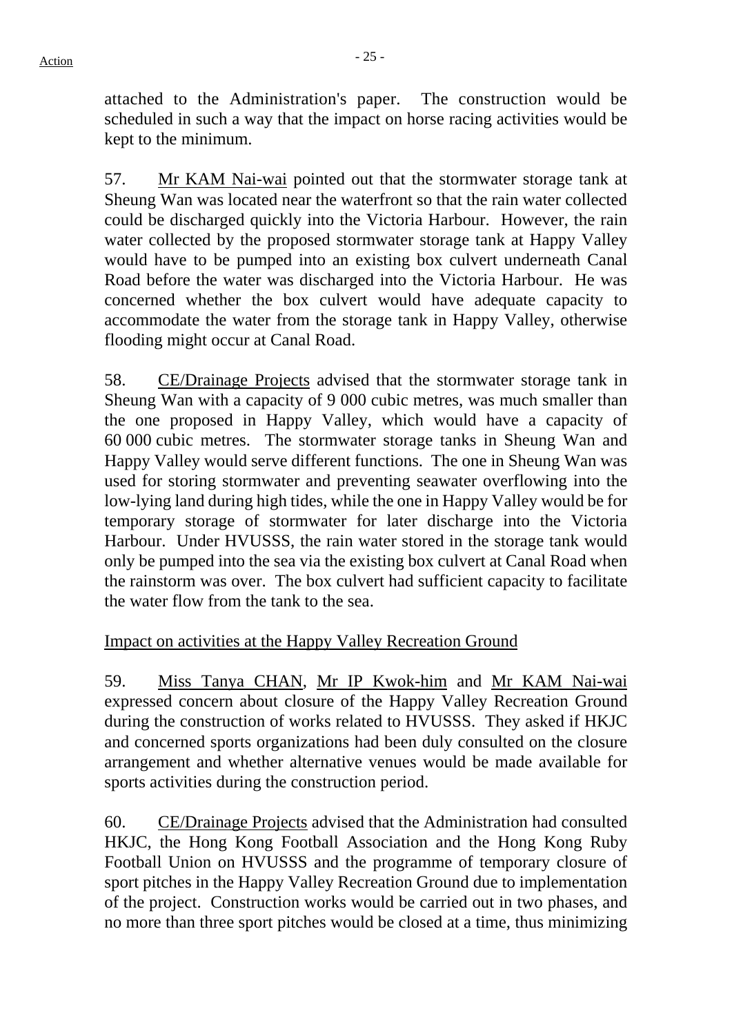attached to the Administration's paper. The construction would be scheduled in such a way that the impact on horse racing activities would be kept to the minimum.

57. Mr KAM Nai-wai pointed out that the stormwater storage tank at Sheung Wan was located near the waterfront so that the rain water collected could be discharged quickly into the Victoria Harbour. However, the rain water collected by the proposed stormwater storage tank at Happy Valley would have to be pumped into an existing box culvert underneath Canal Road before the water was discharged into the Victoria Harbour. He was concerned whether the box culvert would have adequate capacity to accommodate the water from the storage tank in Happy Valley, otherwise flooding might occur at Canal Road.

58. CE/Drainage Projects advised that the stormwater storage tank in Sheung Wan with a capacity of 9 000 cubic metres, was much smaller than the one proposed in Happy Valley, which would have a capacity of 60 000 cubic metres. The stormwater storage tanks in Sheung Wan and Happy Valley would serve different functions. The one in Sheung Wan was used for storing stormwater and preventing seawater overflowing into the low-lying land during high tides, while the one in Happy Valley would be for temporary storage of stormwater for later discharge into the Victoria Harbour. Under HVUSSS, the rain water stored in the storage tank would only be pumped into the sea via the existing box culvert at Canal Road when the rainstorm was over. The box culvert had sufficient capacity to facilitate the water flow from the tank to the sea.

Impact on activities at the Happy Valley Recreation Ground

59. Miss Tanya CHAN, Mr IP Kwok-him and Mr KAM Nai-wai expressed concern about closure of the Happy Valley Recreation Ground during the construction of works related to HVUSSS. They asked if HKJC and concerned sports organizations had been duly consulted on the closure arrangement and whether alternative venues would be made available for sports activities during the construction period.

60. CE/Drainage Projects advised that the Administration had consulted HKJC, the Hong Kong Football Association and the Hong Kong Ruby Football Union on HVUSSS and the programme of temporary closure of sport pitches in the Happy Valley Recreation Ground due to implementation of the project. Construction works would be carried out in two phases, and no more than three sport pitches would be closed at a time, thus minimizing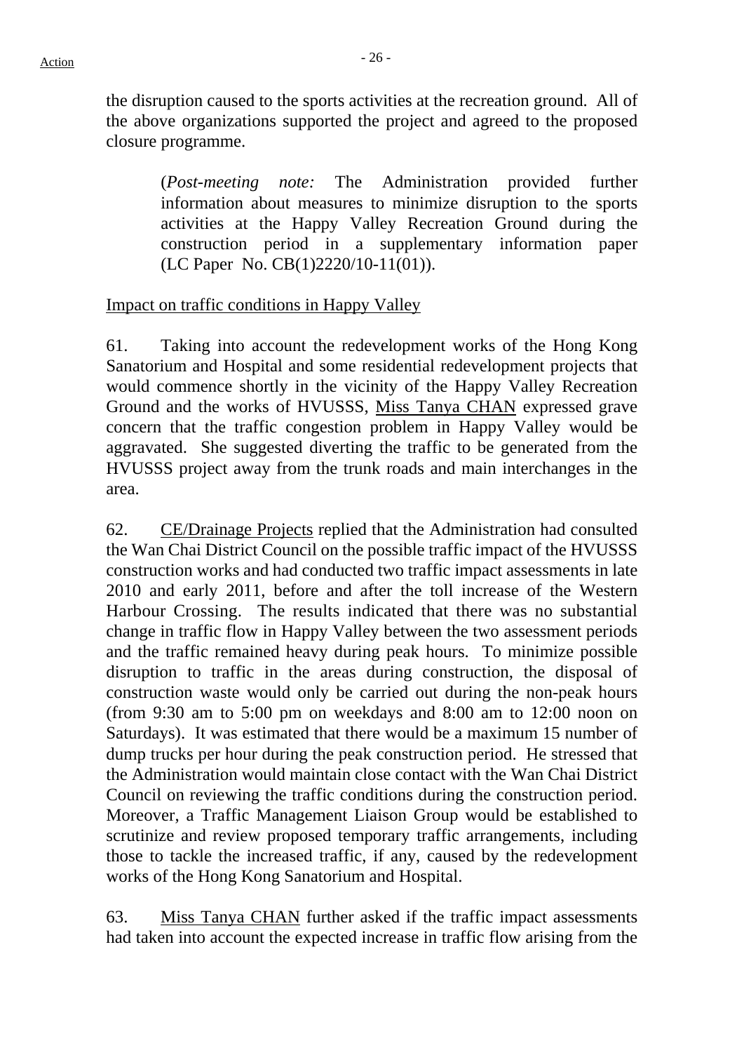the disruption caused to the sports activities at the recreation ground. All of the above organizations supported the project and agreed to the proposed closure programme.

> (*Post-meeting note:* The Administration provided further information about measures to minimize disruption to the sports activities at the Happy Valley Recreation Ground during the construction period in a supplementary information paper (LC Paper No. CB(1)2220/10-11(01)).

<u>Impact on traffic conditions in Happy Valley</u>

61. Taking into account the redevelopment works of the Hong Kong Sanatorium and Hospital and some residential redevelopment projects that would commence shortly in the vicinity of the Happy Valley Recreation Ground and the works of HVUSSS, <u>Miss Tanya CHAN</u> expressed grave concern that the traffic congestion problem in Happy Valley would be aggravated. She suggested diverting the traffic to be generated from the HVUSSS project away from the trunk roads and main interchanges in the area.

62. <u>CE/Drainage Projects</u> replied that the Administration had consulted the Wan Chai District Council on the possible traffic impact of the HVUSSS construction works and had conducted two traffic impact assessments in late 2010 and early 2011, before and after the toll increase of the Western Harbour Crossing. The results indicated that there was no substantial change in traffic flow in Happy Valley between the two assessment periods and the traffic remained heavy during peak hours. To minimize possible disruption to traffic in the areas during construction, the disposal of construction waste would only be carried out during the non-peak hours (from 9:30 am to 5:00 pm on weekdays and 8:00 am to 12:00 noon on Saturdays). It was estimated that there would be a maximum 15 number of dump trucks per hour during the peak construction period. He stressed that the Administration would maintain close contact with the Wan Chai District Council on reviewing the traffic conditions during the construction period. Moreover, a Traffic Management Liaison Group would be established to scrutinize and review proposed temporary traffic arrangements, including those to tackle the increased traffic, if any, caused by the redevelopment works of the Hong Kong Sanatorium and Hospital.

63. <u>Miss Tanya CHAN</u> further asked if the traffic impact assessments had taken into account the expected increase in traffic flow arising from the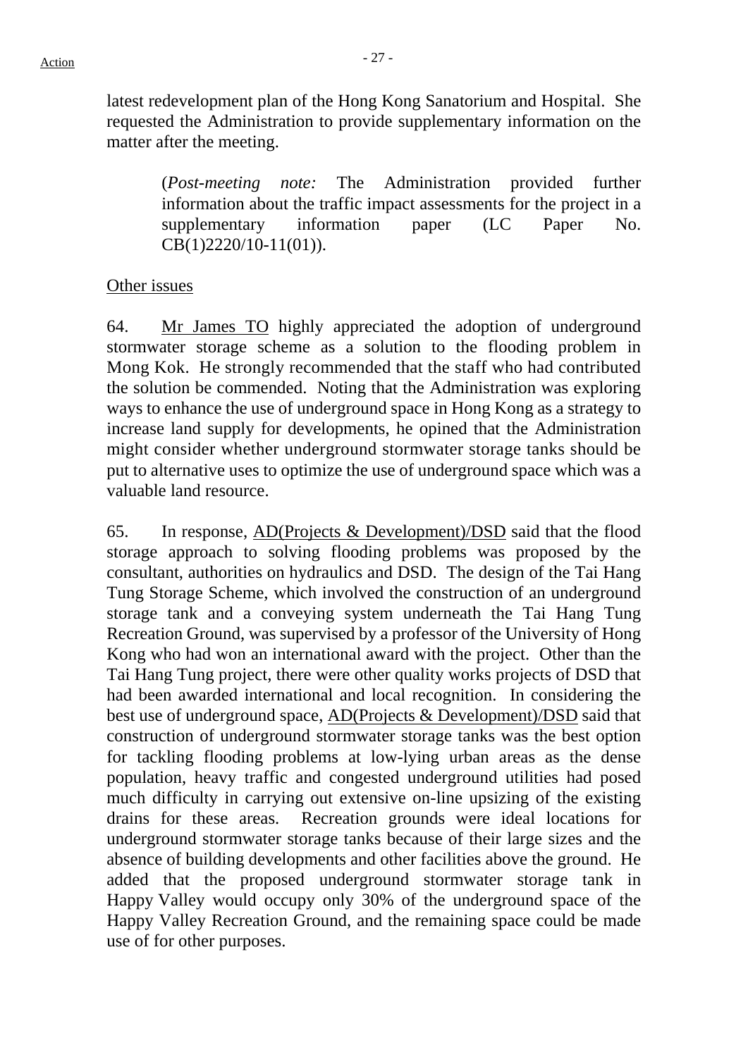latest redevelopment plan of the Hong Kong Sanatorium and Hospital. She requested the Administration to provide supplementary information on the matter after the meeting.

> (*Post-meeting note:* The Administration provided further information about the traffic impact assessments for the project in a supplementary information paper (LC Paper No. CB(1)2220/10-11(01)).

Other issues

64. Mr James TO highly appreciated the adoption of underground stormwater storage scheme as a solution to the flooding problem in Mong Kok. He strongly recommended that the staff who had contributed the solution be commended. Noting that the Administration was exploring ways to enhance the use of underground space in Hong Kong as a strategy to increase land supply for developments, he opined that the Administration might consider whether underground stormwater storage tanks should be put to alternative uses to optimize the use of underground space which was a valuable land resource.

65. In response, AD(Projects & Development)/DSD said that the flood storage approach to solving flooding problems was proposed by the consultant, authorities on hydraulics and DSD. The design of the Tai Hang Tung Storage Scheme, which involved the construction of an underground storage tank and a conveying system underneath the Tai Hang Tung Recreation Ground, was supervised by a professor of the University of Hong Kong who had won an international award with the project. Other than the Tai Hang Tung project, there were other quality works projects of DSD that had been awarded international and local recognition. In considering the best use of underground space, AD(Projects & Development)/DSD said that construction of underground stormwater storage tanks was the best option for tackling flooding problems at low-lying urban areas as the dense population, heavy traffic and congested underground utilities had posed much difficulty in carrying out extensive on-line upsizing of the existing drains for these areas. Recreation grounds were ideal locations for underground stormwater storage tanks because of their large sizes and the absence of building developments and other facilities above the ground. He added that the proposed underground stormwater storage tank in Happy Valley would occupy only 30% of the underground space of the Happy Valley Recreation Ground, and the remaining space could be made use of for other purposes.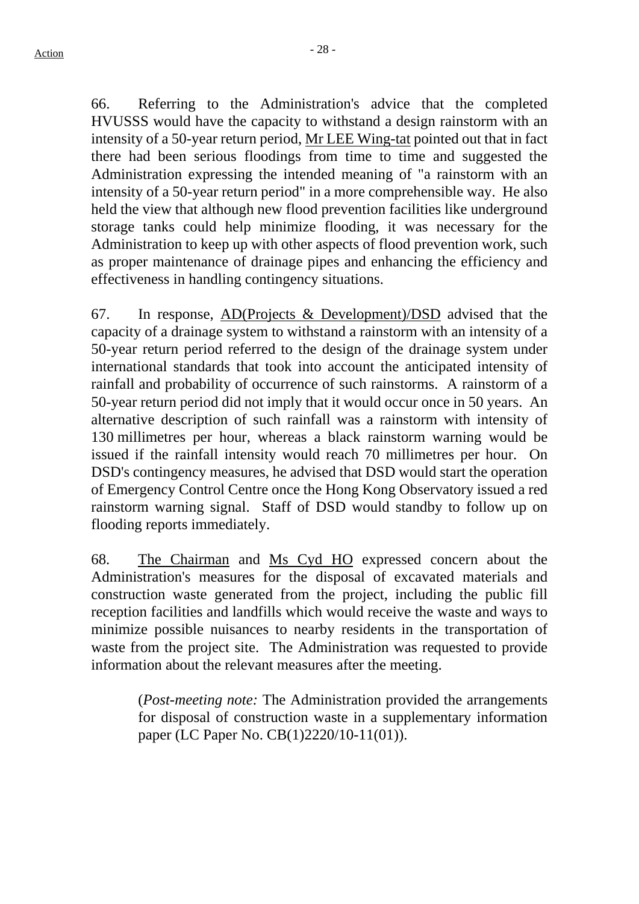66. Referring to the Administration's advice that the completed HVUSSS would have the capacity to withstand a design rainstorm with an intensity of a 50-year return period, Mr LEE Wing-tat pointed out that in fact there had been serious floodings from time to time and suggested the Administration expressing the intended meaning of "a rainstorm with an intensity of a 50-year return period" in a more comprehensible way. He also held the view that although new flood prevention facilities like underground storage tanks could help minimize flooding, it was necessary for the Administration to keep up with other aspects of flood prevention work, such as proper maintenance of drainage pipes and enhancing the efficiency and effectiveness in handling contingency situations.

67. In response, AD(Projects & Development)/DSD advised that the capacity of a drainage system to withstand a rainstorm with an intensity of a 50-year return period referred to the design of the drainage system under international standards that took into account the anticipated intensity of rainfall and probability of occurrence of such rainstorms. A rainstorm of a 50-year return period did not imply that it would occur once in 50 years. An alternative description of such rainfall was a rainstorm with intensity of 130 millimetres per hour, whereas a black rainstorm warning would be issued if the rainfall intensity would reach 70 millimetres per hour. On DSD's contingency measures, he advised that DSD would start the operation of Emergency Control Centre once the Hong Kong Observatory issued a red rainstorm warning signal. Staff of DSD would standby to follow up on flooding reports immediately.

68. The Chairman and Ms Cyd HO expressed concern about the Administration's measures for the disposal of excavated materials and construction waste generated from the project, including the public fill reception facilities and landfills which would receive the waste and ways to minimize possible nuisances to nearby residents in the transportation of waste from the project site. The Administration was requested to provide information about the relevant measures after the meeting.

> (*Post-meeting note:* The Administration provided the arrangements for disposal of construction waste in a supplementary information paper (LC Paper No. CB(1)2220/10-11(01)).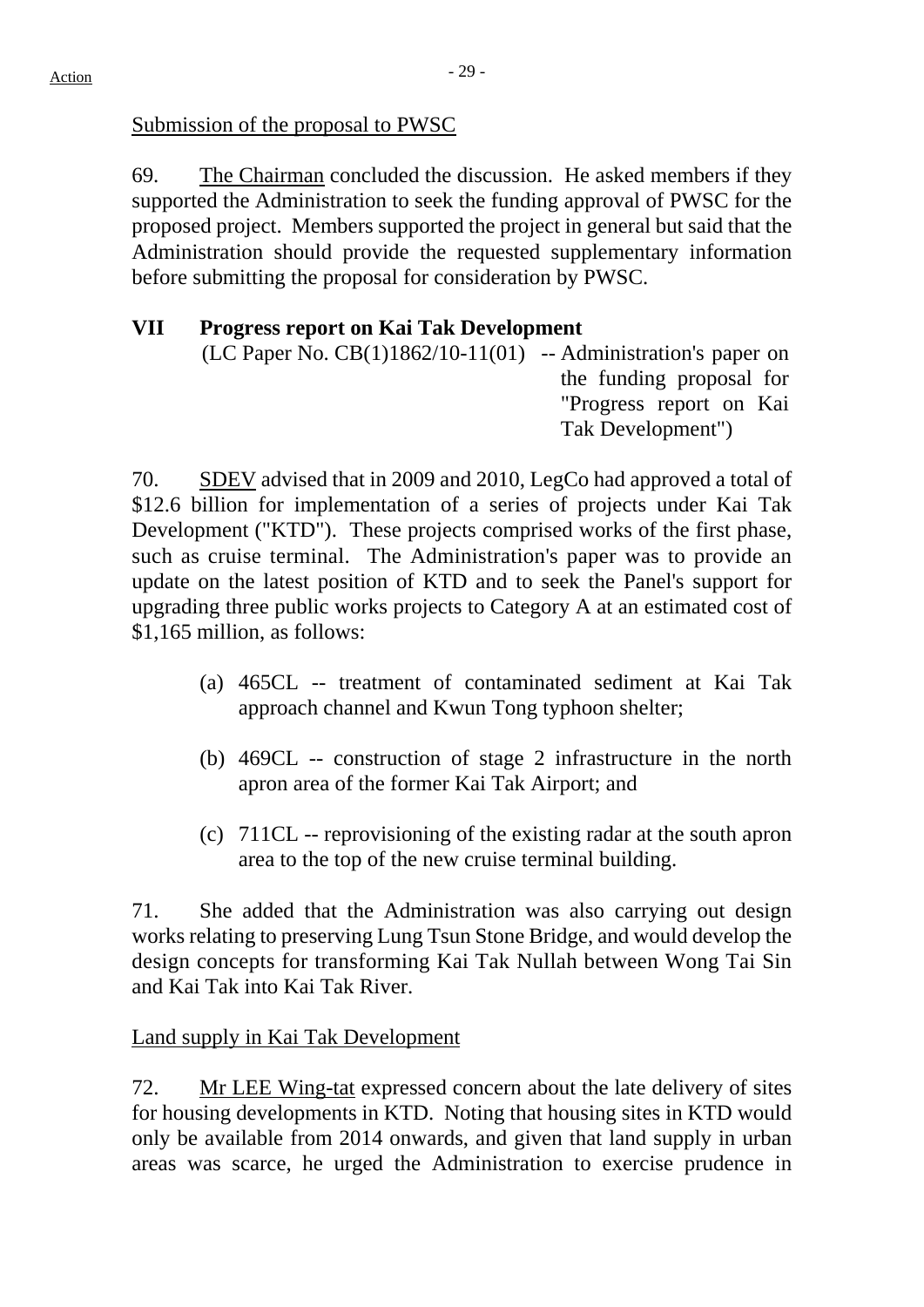Action

Submission of the proposal to PWSC

69. The Chairman concluded the discussion. He asked members if they supported the Administration to seek the funding approval of PWSC for the proposed project. Members supported the project in general but said that the Administration should provide the requested supplementary information before submitting the proposal for consideration by PWSC.

**VII Progress report on Kai Tak Development**

(LC Paper No. CB(1)1862/10-11(01) -- Administration's paper on the funding proposal for "Progress report on Kai Tak Development")

70. SDEV advised that in 2009 and 2010, LegCo had approved a total of $12.6 billion for implementation of a series of projects under Kai Tak Development ("KTD"). These projects comprised works of the first phase, such as cruise terminal. The Administration's paper was to provide an update on the latest position of KTD and to seek the Panel's support for upgrading three public works projects to Category A at an estimated cost of $1,165 million, as follows:

(a) 465CL -- treatment of contaminated sediment at Kai Tak approach channel and Kwun Tong typhoon shelter;

(b) 469CL -- construction of stage 2 infrastructure in the north apron area of the former Kai Tak Airport; and

(c) 711CL -- reprovisioning of the existing radar at the south apron area to the top of the new cruise terminal building.

71. She added that the Administration was also carrying out design works relating to preserving Lung Tsun Stone Bridge, and would develop the design concepts for transforming Kai Tak Nullah between Wong Tai Sin and Kai Tak into Kai Tak River.

Land supply in Kai Tak Development

72. Mr LEE Wing-tat expressed concern about the late delivery of sites for housing developments in KTD. Noting that housing sites in KTD would only be available from 2014 onwards, and given that land supply in urban areas was scarce, he urged the Administration to exercise prudence in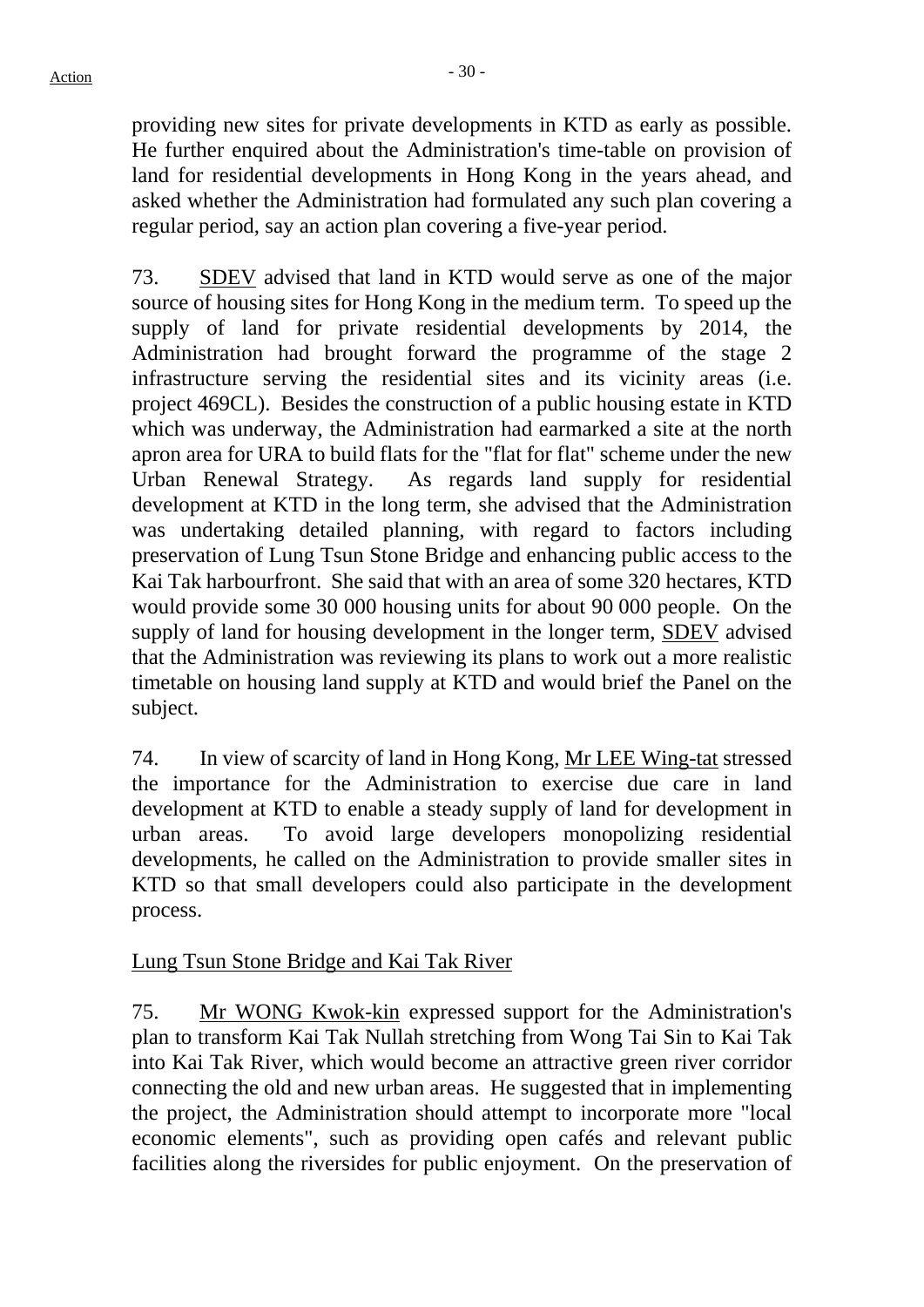providing new sites for private developments in KTD as early as possible. He further enquired about the Administration's time-table on provision of land for residential developments in Hong Kong in the years ahead, and asked whether the Administration had formulated any such plan covering a regular period, say an action plan covering a five-year period.

73. SDEV advised that land in KTD would serve as one of the major source of housing sites for Hong Kong in the medium term. To speed up the supply of land for private residential developments by 2014, the Administration had brought forward the programme of the stage 2 infrastructure serving the residential sites and its vicinity areas (i.e. project 469CL). Besides the construction of a public housing estate in KTD which was underway, the Administration had earmarked a site at the north apron area for URA to build flats for the "flat for flat" scheme under the new Urban Renewal Strategy. As regards land supply for residential development at KTD in the long term, she advised that the Administration was undertaking detailed planning, with regard to factors including preservation of Lung Tsun Stone Bridge and enhancing public access to the Kai Tak harbourfront. She said that with an area of some 320 hectares, KTD would provide some 30 000 housing units for about 90 000 people. On the supply of land for housing development in the longer term, SDEV advised that the Administration was reviewing its plans to work out a more realistic timetable on housing land supply at KTD and would brief the Panel on the subject.

74. In view of scarcity of land in Hong Kong, Mr LEE Wing-tat stressed the importance for the Administration to exercise due care in land development at KTD to enable a steady supply of land for development in urban areas. To avoid large developers monopolizing residential developments, he called on the Administration to provide smaller sites in KTD so that small developers could also participate in the development process.

Lung Tsun Stone Bridge and Kai Tak River

75. Mr WONG Kwok-kin expressed support for the Administration's plan to transform Kai Tak Nullah stretching from Wong Tai Sin to Kai Tak into Kai Tak River, which would become an attractive green river corridor connecting the old and new urban areas. He suggested that in implementing the project, the Administration should attempt to incorporate more "local economic elements", such as providing open cafés and relevant public facilities along the riversides for public enjoyment. On the preservation of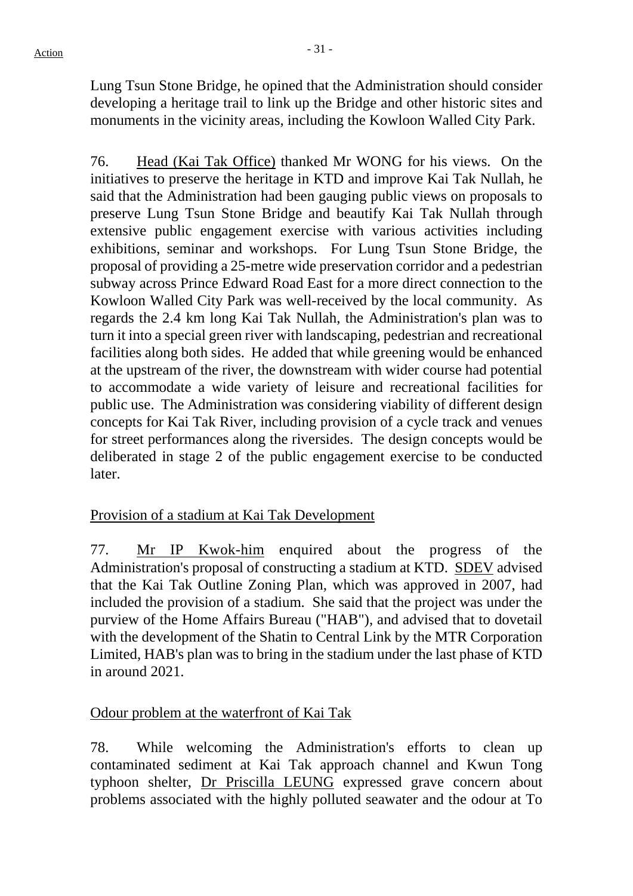Lung Tsun Stone Bridge, he opined that the Administration should consider developing a heritage trail to link up the Bridge and other historic sites and monuments in the vicinity areas, including the Kowloon Walled City Park.

76. Head (Kai Tak Office) thanked Mr WONG for his views. On the initiatives to preserve the heritage in KTD and improve Kai Tak Nullah, he said that the Administration had been gauging public views on proposals to preserve Lung Tsun Stone Bridge and beautify Kai Tak Nullah through extensive public engagement exercise with various activities including exhibitions, seminar and workshops. For Lung Tsun Stone Bridge, the proposal of providing a 25-metre wide preservation corridor and a pedestrian subway across Prince Edward Road East for a more direct connection to the Kowloon Walled City Park was well-received by the local community. As regards the 2.4 km long Kai Tak Nullah, the Administration's plan was to turn it into a special green river with landscaping, pedestrian and recreational facilities along both sides. He added that while greening would be enhanced at the upstream of the river, the downstream with wider course had potential to accommodate a wide variety of leisure and recreational facilities for public use. The Administration was considering viability of different design concepts for Kai Tak River, including provision of a cycle track and venues for street performances along the riversides. The design concepts would be deliberated in stage 2 of the public engagement exercise to be conducted later.

Provision of a stadium at Kai Tak Development

77. Mr IP Kwok-him enquired about the progress of the Administration's proposal of constructing a stadium at KTD. SDEV advised that the Kai Tak Outline Zoning Plan, which was approved in 2007, had included the provision of a stadium. She said that the project was under the purview of the Home Affairs Bureau ("HAB"), and advised that to dovetail with the development of the Shatin to Central Link by the MTR Corporation Limited, HAB's plan was to bring in the stadium under the last phase of KTD in around 2021.

Odour problem at the waterfront of Kai Tak

78. While welcoming the Administration's efforts to clean up contaminated sediment at Kai Tak approach channel and Kwun Tong typhoon shelter, Dr Priscilla LEUNG expressed grave concern about problems associated with the highly polluted seawater and the odour at To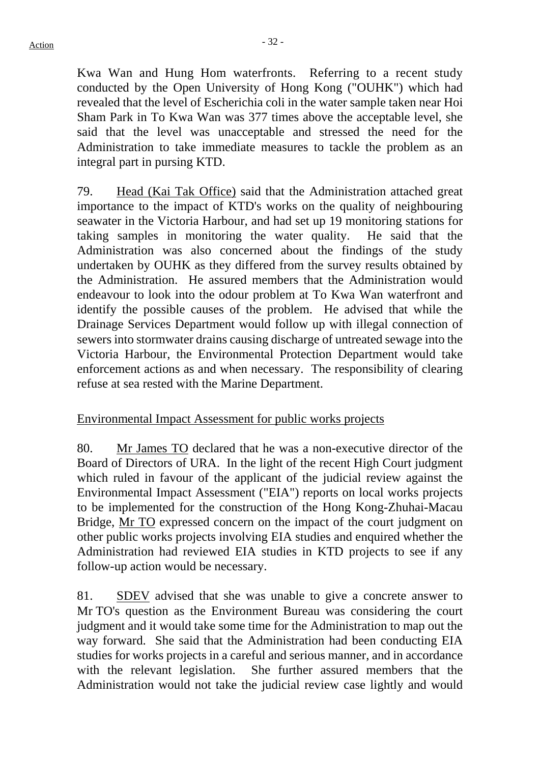Kwa Wan and Hung Hom waterfronts. Referring to a recent study conducted by the Open University of Hong Kong ("OUHK") which had revealed that the level of Escherichia coli in the water sample taken near Hoi Sham Park in To Kwa Wan was 377 times above the acceptable level, she said that the level was unacceptable and stressed the need for the Administration to take immediate measures to tackle the problem as an integral part in pursing KTD.

79. Head (Kai Tak Office) said that the Administration attached great importance to the impact of KTD's works on the quality of neighbouring seawater in the Victoria Harbour, and had set up 19 monitoring stations for taking samples in monitoring the water quality. He said that the Administration was also concerned about the findings of the study undertaken by OUHK as they differed from the survey results obtained by the Administration. He assured members that the Administration would endeavour to look into the odour problem at To Kwa Wan waterfront and identify the possible causes of the problem. He advised that while the Drainage Services Department would follow up with illegal connection of sewers into stormwater drains causing discharge of untreated sewage into the Victoria Harbour, the Environmental Protection Department would take enforcement actions as and when necessary. The responsibility of clearing refuse at sea rested with the Marine Department.

Environmental Impact Assessment for public works projects

80. Mr James TO declared that he was a non-executive director of the Board of Directors of URA. In the light of the recent High Court judgment which ruled in favour of the applicant of the judicial review against the Environmental Impact Assessment ("EIA") reports on local works projects to be implemented for the construction of the Hong Kong-Zhuhai-Macau Bridge, Mr TO expressed concern on the impact of the court judgment on other public works projects involving EIA studies and enquired whether the Administration had reviewed EIA studies in KTD projects to see if any follow-up action would be necessary.

81. SDEV advised that she was unable to give a concrete answer to Mr TO's question as the Environment Bureau was considering the court judgment and it would take some time for the Administration to map out the way forward. She said that the Administration had been conducting EIA studies for works projects in a careful and serious manner, and in accordance with the relevant legislation. She further assured members that the Administration would not take the judicial review case lightly and would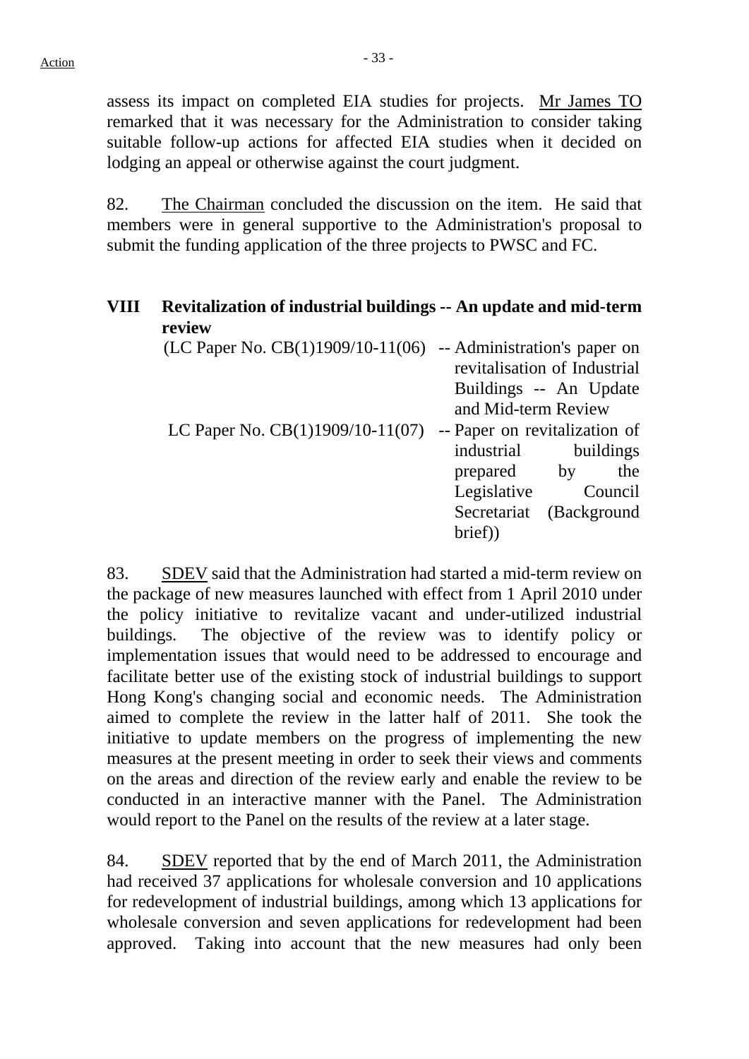assess its impact on completed EIA studies for projects. Mr James TO remarked that it was necessary for the Administration to consider taking suitable follow-up actions for affected EIA studies when it decided on lodging an appeal or otherwise against the court judgment.

82. The Chairman concluded the discussion on the item. He said that members were in general supportive to the Administration's proposal to submit the funding application of the three projects to PWSC and FC.

## VIII Revitalization of industrial buildings -- An update and mid-term review

(LC Paper No. CB(1)1909/10-11(06) -- Administration's paper on revitalisation of Industrial Buildings -- An Update and Mid-term Review

LC Paper No. CB(1)1909/10-11(07) -- Paper on revitalization of industrial buildings prepared by the Legislative Council Secretariat (Background brief))

83. SDEV said that the Administration had started a mid-term review on the package of new measures launched with effect from 1 April 2010 under the policy initiative to revitalize vacant and under-utilized industrial buildings. The objective of the review was to identify policy or implementation issues that would need to be addressed to encourage and facilitate better use of the existing stock of industrial buildings to support Hong Kong's changing social and economic needs. The Administration aimed to complete the review in the latter half of 2011. She took the initiative to update members on the progress of implementing the new measures at the present meeting in order to seek their views and comments on the areas and direction of the review early and enable the review to be conducted in an interactive manner with the Panel. The Administration would report to the Panel on the results of the review at a later stage.

84. SDEV reported that by the end of March 2011, the Administration had received 37 applications for wholesale conversion and 10 applications for redevelopment of industrial buildings, among which 13 applications for wholesale conversion and seven applications for redevelopment had been approved. Taking into account that the new measures had only been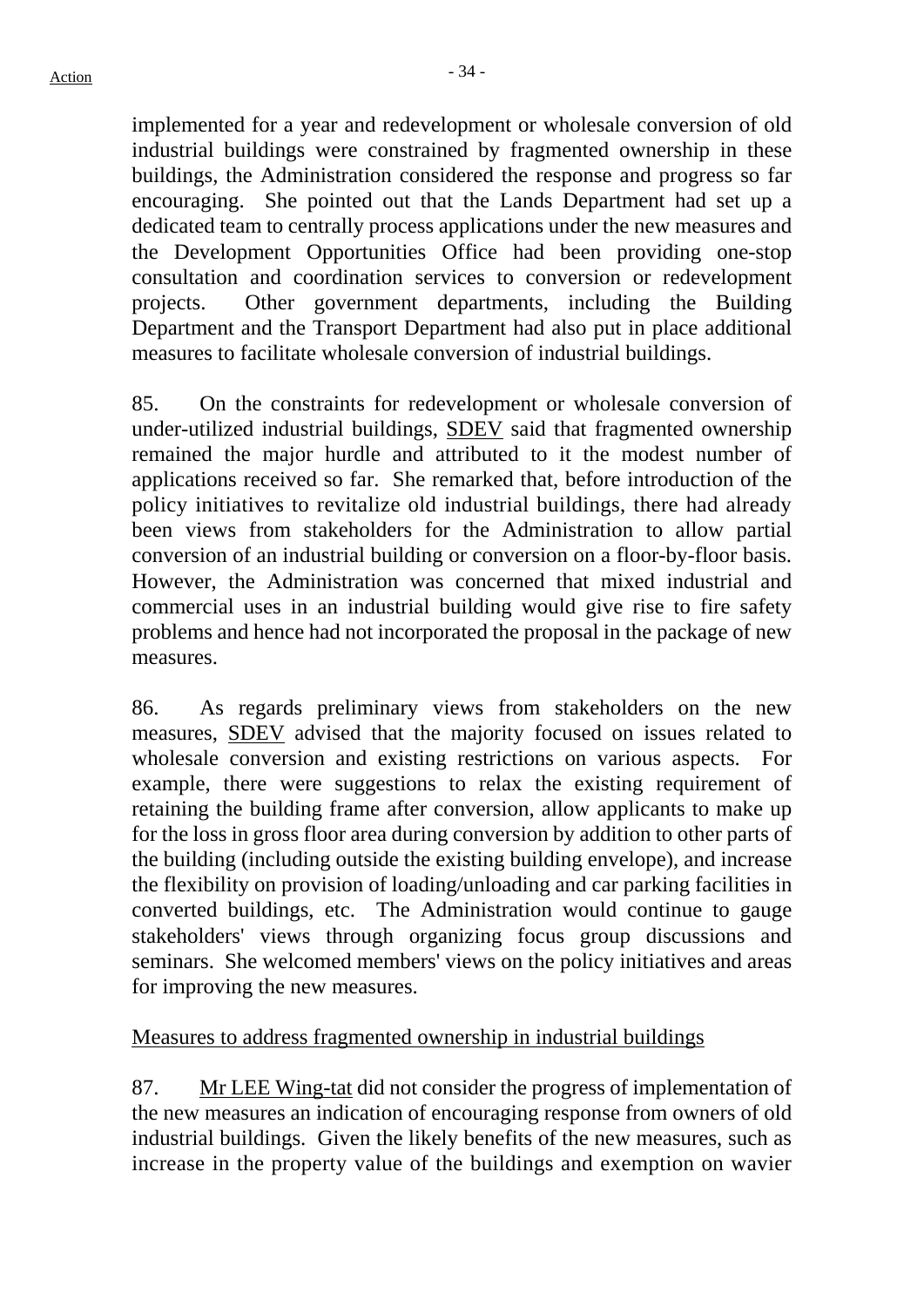implemented for a year and redevelopment or wholesale conversion of old industrial buildings were constrained by fragmented ownership in these buildings, the Administration considered the response and progress so far encouraging. She pointed out that the Lands Department had set up a dedicated team to centrally process applications under the new measures and the Development Opportunities Office had been providing one-stop consultation and coordination services to conversion or redevelopment projects. Other government departments, including the Building Department and the Transport Department had also put in place additional measures to facilitate wholesale conversion of industrial buildings.

85. On the constraints for redevelopment or wholesale conversion of under-utilized industrial buildings, SDEV said that fragmented ownership remained the major hurdle and attributed to it the modest number of applications received so far. She remarked that, before introduction of the policy initiatives to revitalize old industrial buildings, there had already been views from stakeholders for the Administration to allow partial conversion of an industrial building or conversion on a floor-by-floor basis. However, the Administration was concerned that mixed industrial and commercial uses in an industrial building would give rise to fire safety problems and hence had not incorporated the proposal in the package of new measures.

86. As regards preliminary views from stakeholders on the new measures, SDEV advised that the majority focused on issues related to wholesale conversion and existing restrictions on various aspects. For example, there were suggestions to relax the existing requirement of retaining the building frame after conversion, allow applicants to make up for the loss in gross floor area during conversion by addition to other parts of the building (including outside the existing building envelope), and increase the flexibility on provision of loading/unloading and car parking facilities in converted buildings, etc. The Administration would continue to gauge stakeholders' views through organizing focus group discussions and seminars. She welcomed members' views on the policy initiatives and areas for improving the new measures.

Measures to address fragmented ownership in industrial buildings

87. Mr LEE Wing-tat did not consider the progress of implementation of the new measures an indication of encouraging response from owners of old industrial buildings. Given the likely benefits of the new measures, such as increase in the property value of the buildings and exemption on wavier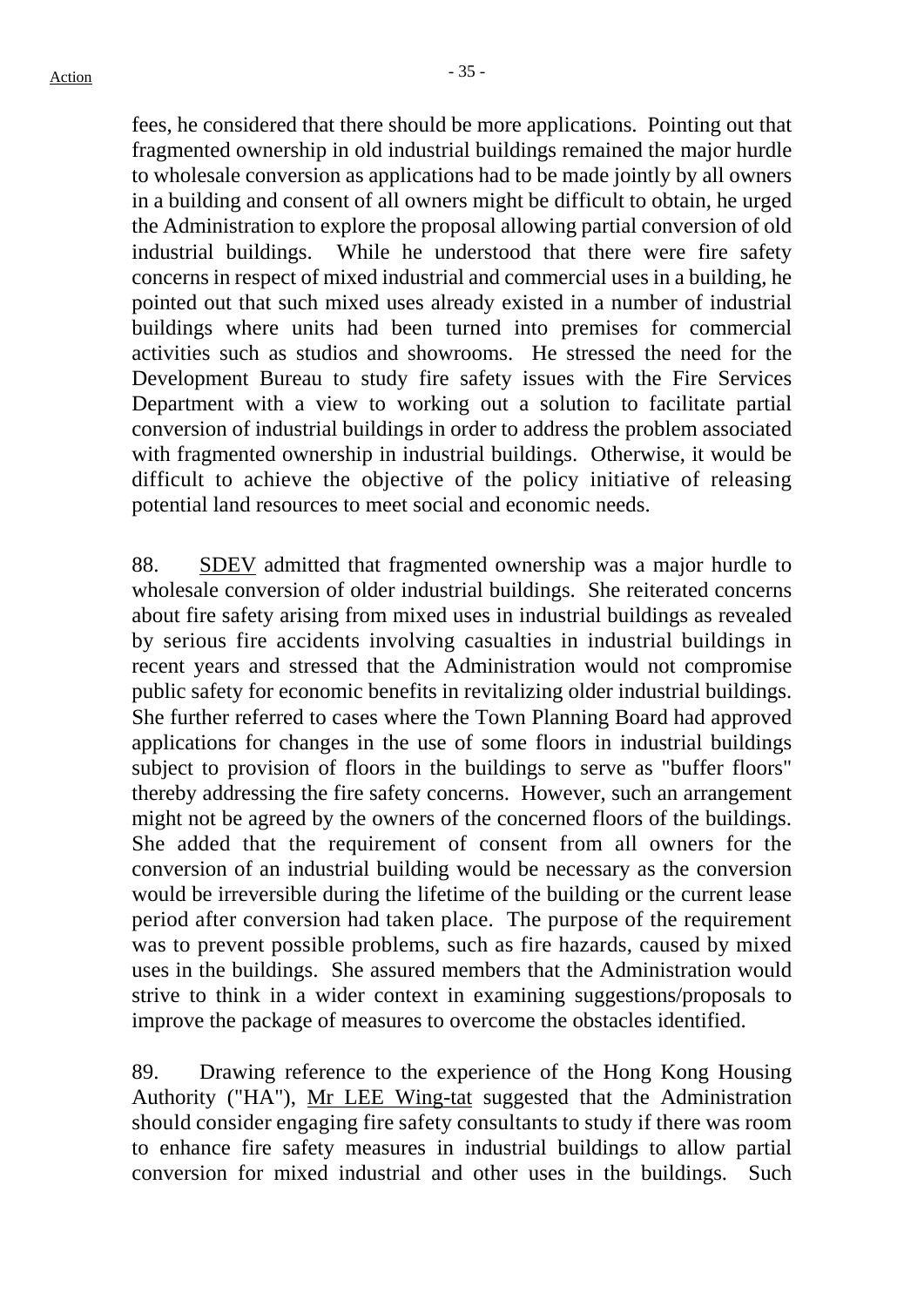fees, he considered that there should be more applications. Pointing out that fragmented ownership in old industrial buildings remained the major hurdle to wholesale conversion as applications had to be made jointly by all owners in a building and consent of all owners might be difficult to obtain, he urged the Administration to explore the proposal allowing partial conversion of old industrial buildings. While he understood that there were fire safety concerns in respect of mixed industrial and commercial uses in a building, he pointed out that such mixed uses already existed in a number of industrial buildings where units had been turned into premises for commercial activities such as studios and showrooms. He stressed the need for the Development Bureau to study fire safety issues with the Fire Services Department with a view to working out a solution to facilitate partial conversion of industrial buildings in order to address the problem associated with fragmented ownership in industrial buildings. Otherwise, it would be difficult to achieve the objective of the policy initiative of releasing potential land resources to meet social and economic needs.

88. SDEV admitted that fragmented ownership was a major hurdle to wholesale conversion of older industrial buildings. She reiterated concerns about fire safety arising from mixed uses in industrial buildings as revealed by serious fire accidents involving casualties in industrial buildings in recent years and stressed that the Administration would not compromise public safety for economic benefits in revitalizing older industrial buildings. She further referred to cases where the Town Planning Board had approved applications for changes in the use of some floors in industrial buildings subject to provision of floors in the buildings to serve as "buffer floors" thereby addressing the fire safety concerns. However, such an arrangement might not be agreed by the owners of the concerned floors of the buildings. She added that the requirement of consent from all owners for the conversion of an industrial building would be necessary as the conversion would be irreversible during the lifetime of the building or the current lease period after conversion had taken place. The purpose of the requirement was to prevent possible problems, such as fire hazards, caused by mixed uses in the buildings. She assured members that the Administration would strive to think in a wider context in examining suggestions/proposals to improve the package of measures to overcome the obstacles identified.

89. Drawing reference to the experience of the Hong Kong Housing Authority ("HA"), Mr LEE Wing-tat suggested that the Administration should consider engaging fire safety consultants to study if there was room to enhance fire safety measures in industrial buildings to allow partial conversion for mixed industrial and other uses in the buildings. Such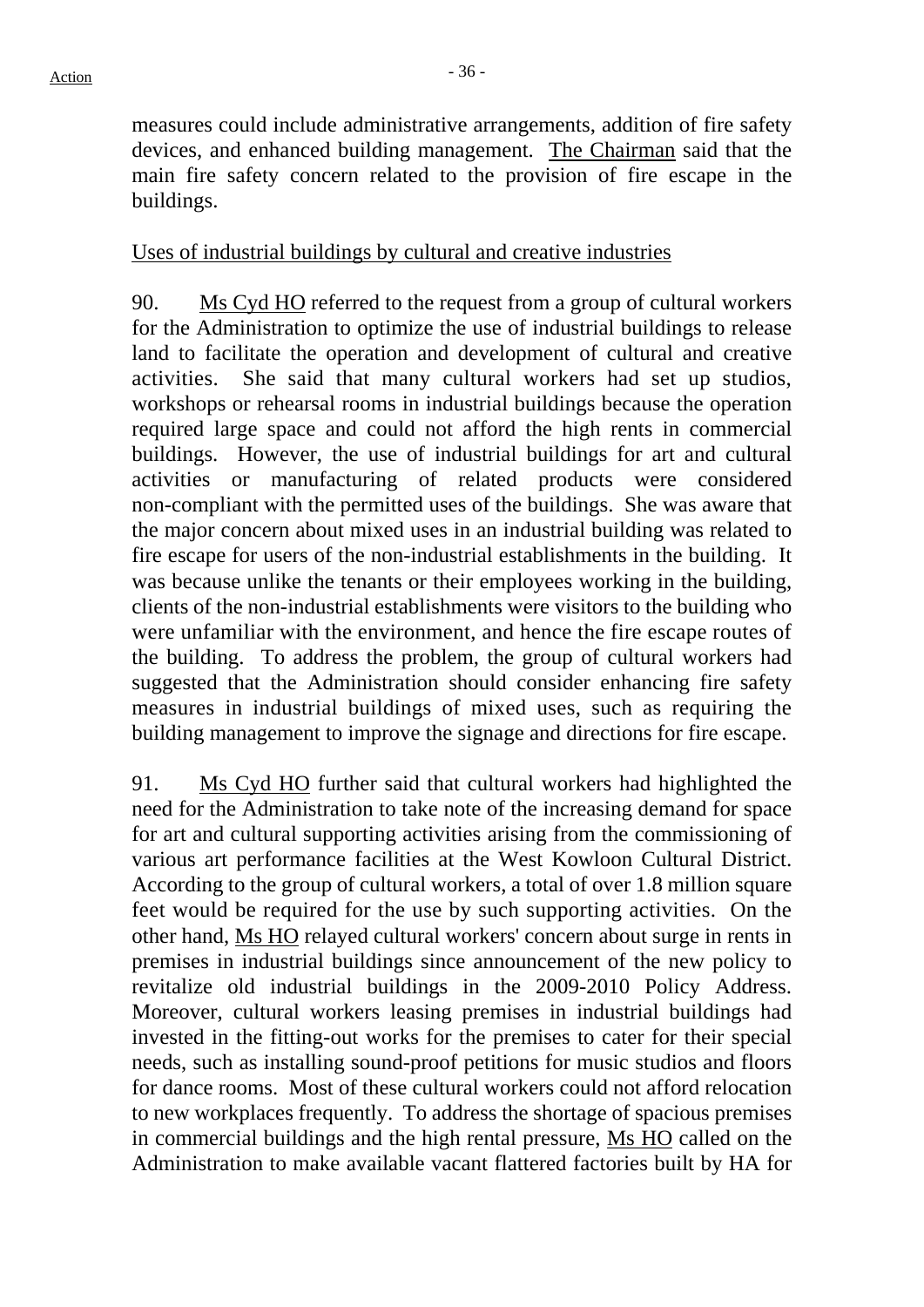measures could include administrative arrangements, addition of fire safety devices, and enhanced building management. The Chairman said that the main fire safety concern related to the provision of fire escape in the buildings.

Uses of industrial buildings by cultural and creative industries

90. Ms Cyd HO referred to the request from a group of cultural workers for the Administration to optimize the use of industrial buildings to release land to facilitate the operation and development of cultural and creative activities. She said that many cultural workers had set up studios, workshops or rehearsal rooms in industrial buildings because the operation required large space and could not afford the high rents in commercial buildings. However, the use of industrial buildings for art and cultural activities or manufacturing of related products were considered non-compliant with the permitted uses of the buildings. She was aware that the major concern about mixed uses in an industrial building was related to fire escape for users of the non-industrial establishments in the building. It was because unlike the tenants or their employees working in the building, clients of the non-industrial establishments were visitors to the building who were unfamiliar with the environment, and hence the fire escape routes of the building. To address the problem, the group of cultural workers had suggested that the Administration should consider enhancing fire safety measures in industrial buildings of mixed uses, such as requiring the building management to improve the signage and directions for fire escape.

91. Ms Cyd HO further said that cultural workers had highlighted the need for the Administration to take note of the increasing demand for space for art and cultural supporting activities arising from the commissioning of various art performance facilities at the West Kowloon Cultural District. According to the group of cultural workers, a total of over 1.8 million square feet would be required for the use by such supporting activities. On the other hand, Ms HO relayed cultural workers' concern about surge in rents in premises in industrial buildings since announcement of the new policy to revitalize old industrial buildings in the 2009-2010 Policy Address. Moreover, cultural workers leasing premises in industrial buildings had invested in the fitting-out works for the premises to cater for their special needs, such as installing sound-proof petitions for music studios and floors for dance rooms. Most of these cultural workers could not afford relocation to new workplaces frequently. To address the shortage of spacious premises in commercial buildings and the high rental pressure, Ms HO called on the Administration to make available vacant flattered factories built by HA for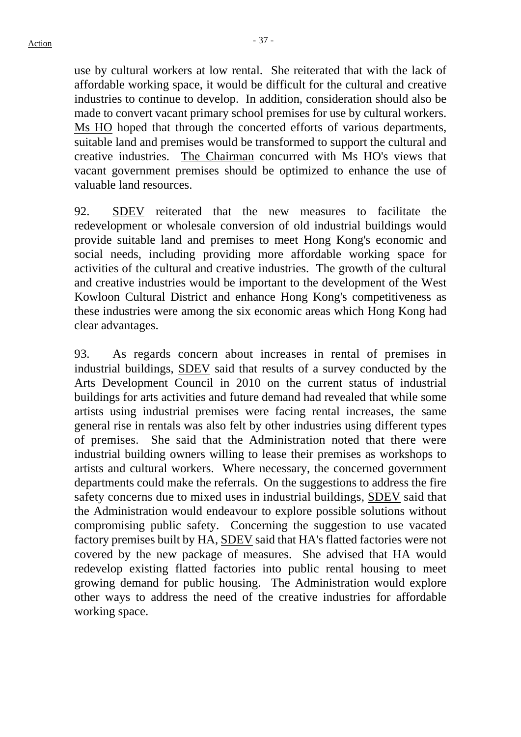use by cultural workers at low rental. She reiterated that with the lack of affordable working space, it would be difficult for the cultural and creative industries to continue to develop. In addition, consideration should also be made to convert vacant primary school premises for use by cultural workers. Ms HO hoped that through the concerted efforts of various departments, suitable land and premises would be transformed to support the cultural and creative industries. The Chairman concurred with Ms HO's views that vacant government premises should be optimized to enhance the use of valuable land resources.

92. SDEV reiterated that the new measures to facilitate the redevelopment or wholesale conversion of old industrial buildings would provide suitable land and premises to meet Hong Kong's economic and social needs, including providing more affordable working space for activities of the cultural and creative industries. The growth of the cultural and creative industries would be important to the development of the West Kowloon Cultural District and enhance Hong Kong's competitiveness as these industries were among the six economic areas which Hong Kong had clear advantages.

93. As regards concern about increases in rental of premises in industrial buildings, SDEV said that results of a survey conducted by the Arts Development Council in 2010 on the current status of industrial buildings for arts activities and future demand had revealed that while some artists using industrial premises were facing rental increases, the same general rise in rentals was also felt by other industries using different types of premises. She said that the Administration noted that there were industrial building owners willing to lease their premises as workshops to artists and cultural workers. Where necessary, the concerned government departments could make the referrals. On the suggestions to address the fire safety concerns due to mixed uses in industrial buildings, SDEV said that the Administration would endeavour to explore possible solutions without compromising public safety. Concerning the suggestion to use vacated factory premises built by HA, SDEV said that HA's flatted factories were not covered by the new package of measures. She advised that HA would redevelop existing flatted factories into public rental housing to meet growing demand for public housing. The Administration would explore other ways to address the need of the creative industries for affordable working space.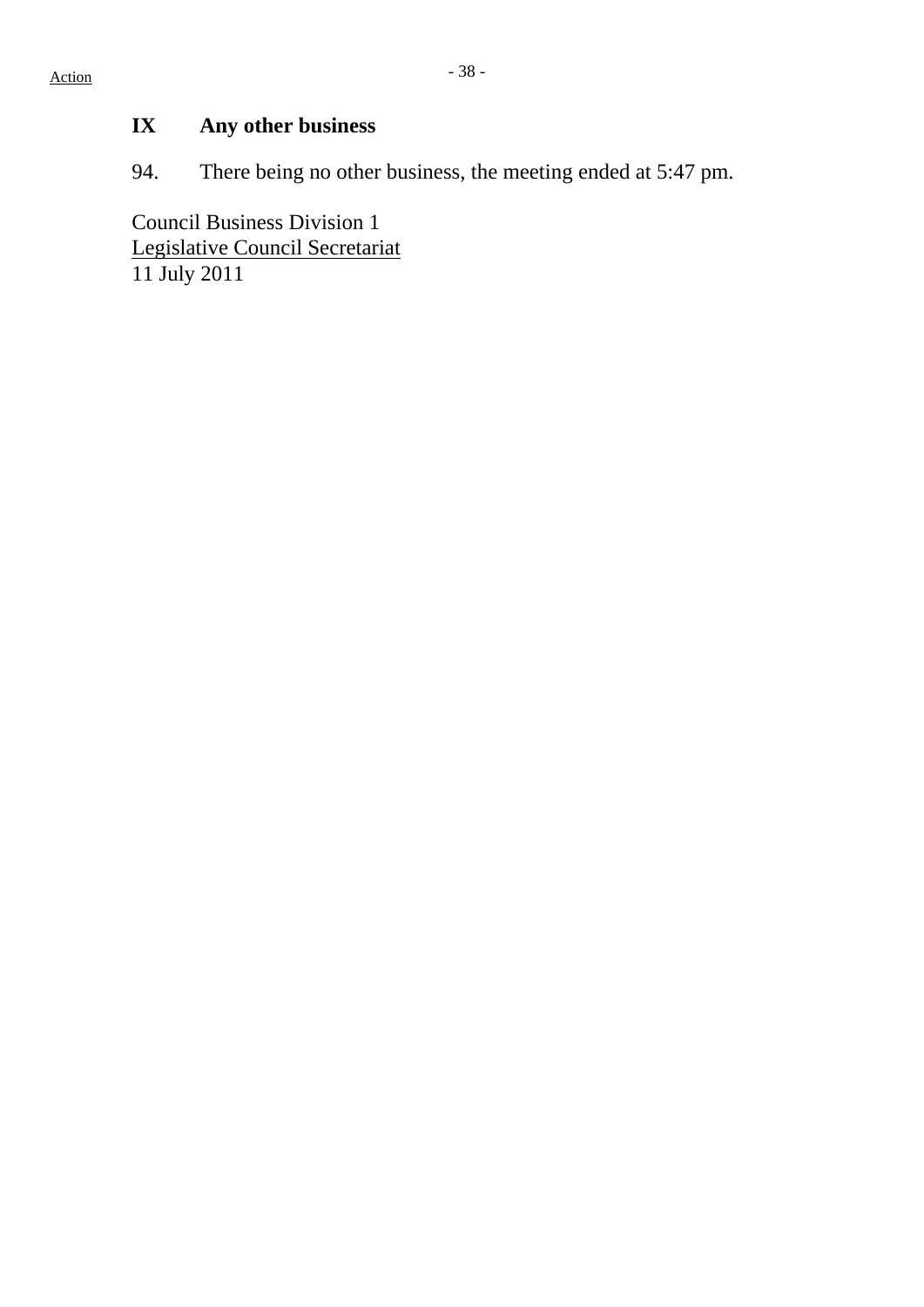Action

## IX Any other business

94. There being no other business, the meeting ended at 5:47 pm.

Council Business Division 1
Legislative Council Secretariat
11 July 2011